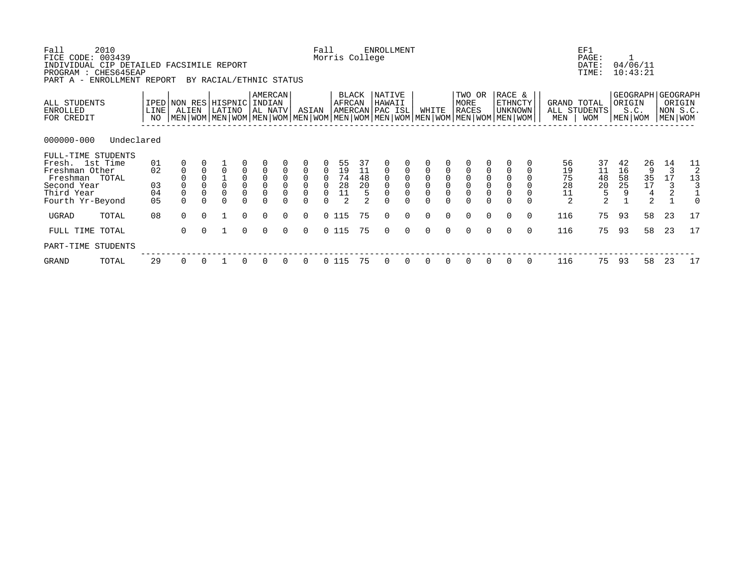Fall 2010 &nbsp;&nbsp;&nbsp;&nbsp; Fall ENROLLMENT &nbsp;&nbsp;&nbsp;&nbsp; EF1
FICE CODE: 003439 &nbsp;&nbsp;&nbsp;&nbsp; Morris College &nbsp;&nbsp;&nbsp;&nbsp; PAGE: 1
INDIVIDUAL CIP DETAILED FACSIMILE REPORT &nbsp;&nbsp;&nbsp;&nbsp; DATE: 04/06/11
PROGRAM : CHES645EAP &nbsp;&nbsp;&nbsp;&nbsp; TIME: 10:43:21
PART A - ENROLLMENT REPORT BY RACIAL/ETHNIC STATUS

| ALL STUDENTS ENROLLED FOR CREDIT | IPED LINE NO | NON RES ALIEN | | HISPNIC LATINO | | AMERCAN INDIAN AL NATV | | ASIAN | | BLACK AFRCAN AMERCAN | | NATIVE HAWAII PAC ISL | | WHITE | | TWO OR MORE RACES | | RACE & ETHNCTY UNKNOWN | | GRAND TOTAL ALL STUDENTS | | GEOGRAPH ORIGIN S.C. | | GEOGRAPH ORIGIN NON S.C. | |
|---|---|---|---|---|---|---|---|---|---|---|---|---|---|---|---|---|---|---|---|---|---|---|---|---|---|
| | | MEN | WOM | MEN | WOM | MEN | WOM | MEN | WOM | MEN | WOM | MEN | WOM | MEN | WOM | MEN | WOM | MEN | WOM | MEN | WOM | MEN | WOM | MEN | WOM |
| **000000-000 Undeclared** | | | | | | | | | | | | | | | | | | | | | | | | | |
| FULL-TIME STUDENTS | | | | | | | | | | | | | | | | | | | | | | | | | |
| Fresh. 1st Time | 01 | 0 | 0 | 1 | 0 | 0 | 0 | 0 | 0 | 55 | 37 | 0 | 0 | 0 | 0 | 0 | 0 | 0 | 0 | 56 | 37 | 42 | 26 | 14 | 11 |
| Freshman Other | 02 | 0 | 0 | 0 | 0 | 0 | 0 | 0 | 0 | 19 | 11 | 0 | 0 | 0 | 0 | 0 | 0 | 0 | 0 | 19 | 11 | 16 | 9 | 3 | 2 |
| Freshman TOTAL | | 0 | 0 | 1 | 0 | 0 | 0 | 0 | 0 | 74 | 48 | 0 | 0 | 0 | 0 | 0 | 0 | 0 | 0 | 75 | 48 | 58 | 35 | 17 | 13 |
| Second Year | 03 | 0 | 0 | 0 | 0 | 0 | 0 | 0 | 0 | 28 | 20 | 0 | 0 | 0 | 0 | 0 | 0 | 0 | 0 | 28 | 20 | 25 | 17 | 3 | 3 |
| Third Year | 04 | 0 | 0 | 0 | 0 | 0 | 0 | 0 | 0 | 11 | 5 | 0 | 0 | 0 | 0 | 0 | 0 | 0 | 0 | 11 | 5 | 9 | 4 | 2 | 1 |
| Fourth Yr-Beyond | 05 | 0 | 0 | 0 | 0 | 0 | 0 | 0 | 0 | 2 | 2 | 0 | 0 | 0 | 0 | 0 | 0 | 0 | 0 | 2 | 2 | 1 | 2 | 1 | 0 |
| UGRAD TOTAL | 08 | 0 | 0 | 1 | 0 | 0 | 0 | 0 | 0 | 115 | 75 | 0 | 0 | 0 | 0 | 0 | 0 | 0 | 0 | 116 | 75 | 93 | 58 | 23 | 17 |
| FULL TIME TOTAL | | 0 | 0 | 1 | 0 | 0 | 0 | 0 | 0 | 115 | 75 | 0 | 0 | 0 | 0 | 0 | 0 | 0 | 0 | 116 | 75 | 93 | 58 | 23 | 17 |
| PART-TIME STUDENTS | | | | | | | | | | | | | | | | | | | | | | | | | |
| GRAND TOTAL | 29 | 0 | 0 | 1 | 0 | 0 | 0 | 0 | 0 | 115 | 75 | 0 | 0 | 0 | 0 | 0 | 0 | 0 | 0 | 116 | 75 | 93 | 58 | 23 | 17 |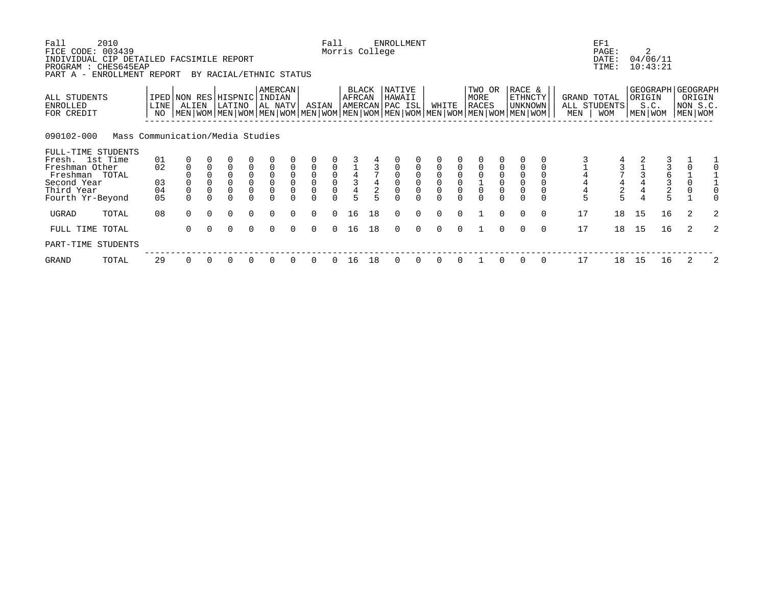Fall 2010 — Fall ENROLLMENT — EF1

FICE CODE: 003439 — Morris College — PAGE: 2

INDIVIDUAL CIP DETAILED FACSIMILE REPORT — DATE: 04/06/11

PROGRAM : CHES645EAP — TIME: 10:43:21

PART A - ENROLLMENT REPORT BY RACIAL/ETHNIC STATUS

090102-000 Mass Communication/Media Studies

| ALL STUDENTS ENROLLED FOR CREDIT | IPED LINE NO | NON RES ALIEN | | HISPNIC LATINO | | AMERCAN INDIAN AL NATV | | ASIAN | | BLACK AFRCAN AMERCAN | | NATIVE HAWAII PAC ISL | | WHITE | | TWO OR MORE RACES | | RACE & ETHNCTY UNKNOWN | | GRAND TOTAL ALL STUDENTS | | GEOGRAPH ORIGIN S.C. | | GEOGRAPH ORIGIN NON S.C. | |
|---|---|---|---|---|---|---|---|---|---|---|---|---|---|---|---|---|---|---|---|---|---|---|---|---|---|
| | | MEN | WOM | MEN | WOM | MEN | WOM | MEN | WOM | MEN | WOM | MEN | WOM | MEN | WOM | MEN | WOM | MEN | WOM | MEN | WOM | MEN | WOM | MEN | WOM |
| FULL-TIME STUDENTS | | | | | | | | | | | | | | | | | | | | | | | | | |
| Fresh. 1st Time | 01 | 0 | 0 | 0 | 0 | 0 | 0 | 0 | 0 | 3 | 4 | 0 | 0 | 0 | 0 | 0 | 0 | 0 | 0 | 3 | 4 | 2 | 3 | 1 | 1 |
| Freshman Other | 02 | 0 | 0 | 0 | 0 | 0 | 0 | 0 | 0 | 1 | 3 | 0 | 0 | 0 | 0 | 0 | 0 | 0 | 0 | 1 | 3 | 1 | 3 | 0 | 0 |
| Freshman TOTAL | | 0 | 0 | 0 | 0 | 0 | 0 | 0 | 0 | 4 | 7 | 0 | 0 | 0 | 0 | 0 | 0 | 0 | 0 | 4 | 7 | 3 | 6 | 1 | 1 |
| Second Year | 03 | 0 | 0 | 0 | 0 | 0 | 0 | 0 | 0 | 3 | 4 | 0 | 0 | 0 | 0 | 1 | 0 | 0 | 0 | 4 | 4 | 4 | 3 | 0 | 1 |
| Third Year | 04 | 0 | 0 | 0 | 0 | 0 | 0 | 0 | 0 | 4 | 2 | 0 | 0 | 0 | 0 | 0 | 0 | 0 | 0 | 4 | 2 | 4 | 2 | 0 | 0 |
| Fourth Yr-Beyond | 05 | 0 | 0 | 0 | 0 | 0 | 0 | 0 | 0 | 5 | 5 | 0 | 0 | 0 | 0 | 0 | 0 | 0 | 0 | 5 | 5 | 4 | 5 | 1 | 0 |
| UGRAD TOTAL | 08 | 0 | 0 | 0 | 0 | 0 | 0 | 0 | 0 | 16 | 18 | 0 | 0 | 0 | 0 | 1 | 0 | 0 | 0 | 17 | 18 | 15 | 16 | 2 | 2 |
| FULL TIME TOTAL | | 0 | 0 | 0 | 0 | 0 | 0 | 0 | 0 | 16 | 18 | 0 | 0 | 0 | 0 | 1 | 0 | 0 | 0 | 17 | 18 | 15 | 16 | 2 | 2 |
| PART-TIME STUDENTS | | | | | | | | | | | | | | | | | | | | | | | | | |
| GRAND TOTAL | 29 | 0 | 0 | 0 | 0 | 0 | 0 | 0 | 0 | 16 | 18 | 0 | 0 | 0 | 0 | 1 | 0 | 0 | 0 | 17 | 18 | 15 | 16 | 2 | 2 |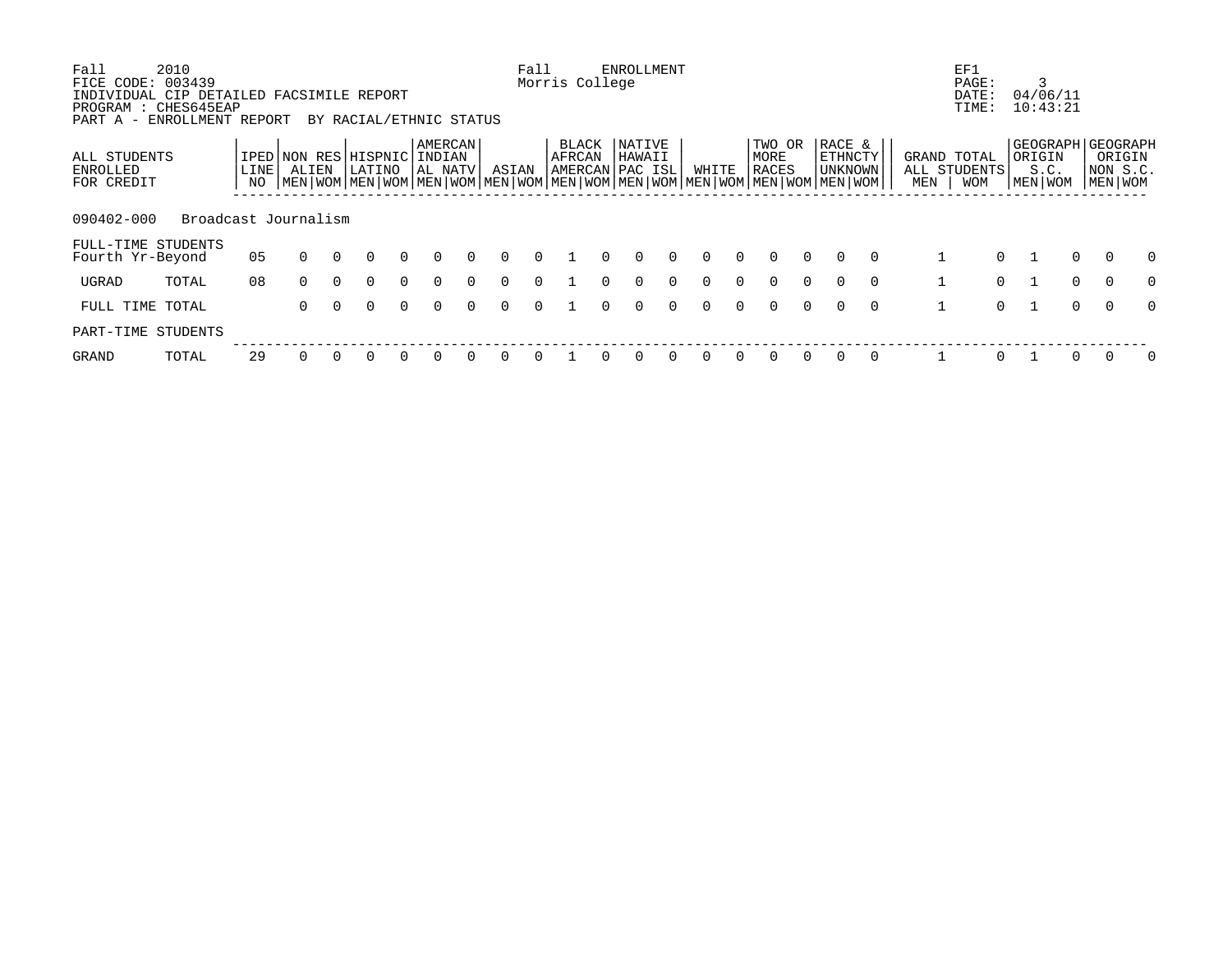Fall 2010 Fall ENROLLMENT EF1
FICE CODE: 003439 Morris College PAGE: 3
INDIVIDUAL CIP DETAILED FACSIMILE REPORT DATE: 04/06/11
PROGRAM : CHES645EAP TIME: 10:43:21
PART A - ENROLLMENT REPORT BY RACIAL/ETHNIC STATUS

| ALL STUDENTS ENROLLED FOR CREDIT | IPED LINE NO | NON RES ALIEN | | HISPNIC LATINO | | AMERCAN INDIAN AL NATV | | ASIAN | | BLACK AFRCAN AMERCAN | | NATIVE HAWAII PAC ISL | | WHITE | | TWO OR MORE RACES | | RACE & ETHNCTY UNKNOWN | | GRAND TOTAL ALL STUDENTS | | GEOGRAPH ORIGIN S.C. | | GEOGRAPH ORIGIN NON S.C. | |
|---|---|---|---|---|---|---|---|---|---|---|---|---|---|---|---|---|---|---|---|---|---|---|---|---|---|
| | | MEN | WOM | MEN | WOM | MEN | WOM | MEN | WOM | MEN | WOM | MEN | WOM | MEN | WOM | MEN | WOM | MEN | WOM | MEN | WOM | MEN | WOM | MEN | WOM |
| 090402-000 Broadcast Journalism | | | | | | | | | | | | | | | | | | | | | | | | | |
| FULL-TIME STUDENTS | | | | | | | | | | | | | | | | | | | | | | | | | |
| Fourth Yr-Beyond | 05 | 0 | 0 | 0 | 0 | 0 | 0 | 0 | 0 | 1 | 0 | 0 | 0 | 0 | 0 | 0 | 0 | 0 | 0 | 1 | 0 | 1 | 0 | 0 | 0 |
| UGRAD TOTAL | 08 | 0 | 0 | 0 | 0 | 0 | 0 | 0 | 0 | 1 | 0 | 0 | 0 | 0 | 0 | 0 | 0 | 0 | 0 | 1 | 0 | 1 | 0 | 0 | 0 |
| FULL TIME TOTAL | | 0 | 0 | 0 | 0 | 0 | 0 | 0 | 0 | 1 | 0 | 0 | 0 | 0 | 0 | 0 | 0 | 0 | 0 | 1 | 0 | 1 | 0 | 0 | 0 |
| PART-TIME STUDENTS | | | | | | | | | | | | | | | | | | | | | | | | | |
| GRAND TOTAL | 29 | 0 | 0 | 0 | 0 | 0 | 0 | 0 | 0 | 1 | 0 | 0 | 0 | 0 | 0 | 0 | 0 | 0 | 0 | 1 | 0 | 1 | 0 | 0 | 0 |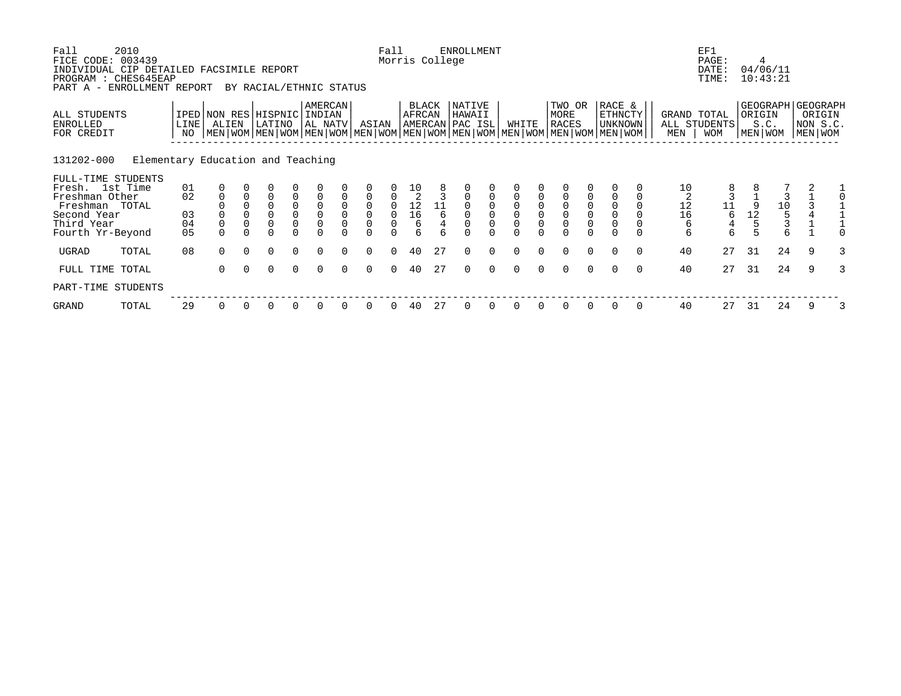Fall 2010
FICE CODE: 003439
INDIVIDUAL CIP DETAILED FACSIMILE REPORT
PROGRAM : CHES645EAP
PART A - ENROLLMENT REPORT BY RACIAL/ETHNIC STATUS

Fall ENROLLMENT
Morris College

EF1
PAGE: 4
DATE: 04/06/11
TIME: 10:43:21

| ALL STUDENTS ENROLLED FOR CREDIT | IPED LINE NO | NON RES ALIEN | | HISPNIC LATINO | | AMERCAN INDIAN AL NATV | | ASIAN | | BLACK AFRCAN AMERCAN | | NATIVE HAWAII PAC ISL | | WHITE | | TWO OR MORE RACES | | RACE & ETHNCTY UNKNOWN | | GRAND TOTAL ALL STUDENTS | | GEOGRAPH ORIGIN S.C. | | GEOGRAPH ORIGIN NON S.C. | |
|---|---|---|---|---|---|---|---|---|---|---|---|---|---|---|---|---|---|---|---|---|---|---|---|---|---|
| | | MEN | WOM | MEN | WOM | MEN | WOM | MEN | WOM | MEN | WOM | MEN | WOM | MEN | WOM | MEN | WOM | MEN | WOM | MEN | WOM | MEN | WOM | MEN | WOM |
| **131202-000 Elementary Education and Teaching** | | | | | | | | | | | | | | | | | | | | | | | | | |
| FULL-TIME STUDENTS | | | | | | | | | | | | | | | | | | | | | | | | | |
| Fresh. 1st Time | 01 | 0 | 0 | 0 | 0 | 0 | 0 | 0 | 0 | 10 | 8 | 0 | 0 | 0 | 0 | 0 | 0 | 0 | 0 | 10 | 8 | 8 | 7 | 2 | 1 |
| Freshman Other | 02 | 0 | 0 | 0 | 0 | 0 | 0 | 0 | 0 | 2 | 3 | 0 | 0 | 0 | 0 | 0 | 0 | 0 | 0 | 2 | 3 | 1 | 3 | 1 | 0 |
| Freshman TOTAL | | 0 | 0 | 0 | 0 | 0 | 0 | 0 | 0 | 12 | 11 | 0 | 0 | 0 | 0 | 0 | 0 | 0 | 0 | 12 | 11 | 9 | 10 | 3 | 1 |
| Second Year | 03 | 0 | 0 | 0 | 0 | 0 | 0 | 0 | 0 | 16 | 6 | 0 | 0 | 0 | 0 | 0 | 0 | 0 | 0 | 16 | 6 | 12 | 5 | 4 | 1 |
| Third Year | 04 | 0 | 0 | 0 | 0 | 0 | 0 | 0 | 0 | 6 | 4 | 0 | 0 | 0 | 0 | 0 | 0 | 0 | 0 | 6 | 4 | 5 | 3 | 1 | 1 |
| Fourth Yr-Beyond | 05 | 0 | 0 | 0 | 0 | 0 | 0 | 0 | 0 | 6 | 6 | 0 | 0 | 0 | 0 | 0 | 0 | 0 | 0 | 6 | 6 | 5 | 6 | 1 | 0 |
| UGRAD TOTAL | 08 | 0 | 0 | 0 | 0 | 0 | 0 | 0 | 0 | 40 | 27 | 0 | 0 | 0 | 0 | 0 | 0 | 0 | 0 | 40 | 27 | 31 | 24 | 9 | 3 |
| FULL TIME TOTAL | | 0 | 0 | 0 | 0 | 0 | 0 | 0 | 0 | 40 | 27 | 0 | 0 | 0 | 0 | 0 | 0 | 0 | 0 | 40 | 27 | 31 | 24 | 9 | 3 |
| PART-TIME STUDENTS | | | | | | | | | | | | | | | | | | | | | | | | | |
| GRAND TOTAL | 29 | 0 | 0 | 0 | 0 | 0 | 0 | 0 | 0 | 40 | 27 | 0 | 0 | 0 | 0 | 0 | 0 | 0 | 0 | 40 | 27 | 31 | 24 | 9 | 3 |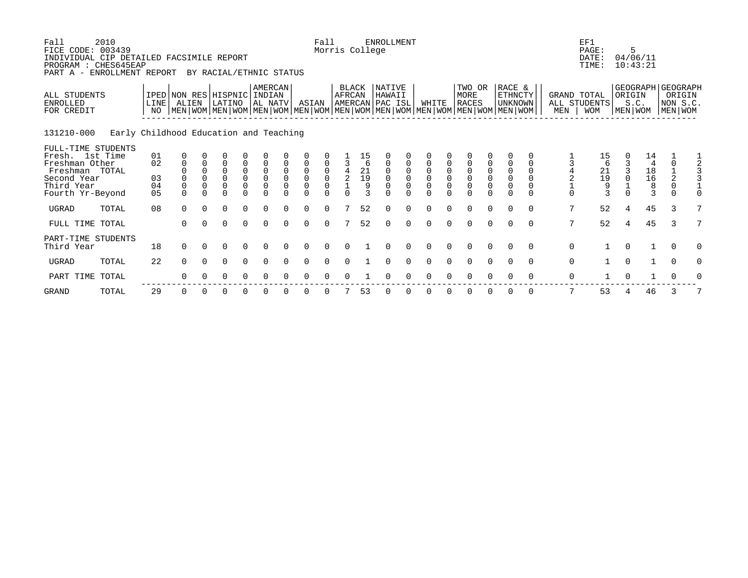Fall 2010 — Fall ENROLLMENT — EF1
FICE CODE: 003439 — Morris College — PAGE: 5
INDIVIDUAL CIP DETAILED FACSIMILE REPORT — DATE: 04/06/11
PROGRAM : CHES645EAP — TIME: 10:43:21
PART A - ENROLLMENT REPORT BY RACIAL/ETHNIC STATUS

**131210-000 Early Childhood Education and Teaching**

| ALL STUDENTS ENROLLED FOR CREDIT | | IPED LINE NO | NON RES ALIEN | | HISPNIC LATINO | | AMERCAN INDIAN AL NATV | | ASIAN | | BLACK AFRCAN AMERCAN | | NATIVE HAWAII PAC ISL | | WHITE | | TWO OR MORE RACES | | RACE & ETHNCTY UNKNOWN | | GRAND TOTAL ALL STUDENTS | | GEOGRAPH ORIGIN S.C. | | GEOGRAPH ORIGIN NON S.C. | |
|---|---|---|---|---|---|---|---|---|---|---|---|---|---|---|---|---|---|---|---|---|---|---|---|---|---|---|
| | | | MEN | WOM | MEN | WOM | MEN | WOM | MEN | WOM | MEN | WOM | MEN | WOM | MEN | WOM | MEN | WOM | MEN | WOM | MEN | WOM | MEN | WOM | MEN | WOM |
| FULL-TIME STUDENTS | | | | | | | | | | | | | | | | | | | | | | | | | | |
| Fresh. 1st Time | | 01 | 0 | 0 | 0 | 0 | 0 | 0 | 0 | 0 | 1 | 15 | 0 | 0 | 0 | 0 | 0 | 0 | 0 | 0 | 1 | 15 | 0 | 14 | 1 | 1 |
| Freshman Other | | 02 | 0 | 0 | 0 | 0 | 0 | 0 | 0 | 0 | 3 | 6 | 0 | 0 | 0 | 0 | 0 | 0 | 0 | 0 | 3 | 6 | 3 | 4 | 0 | 2 |
| Freshman | TOTAL | | 0 | 0 | 0 | 0 | 0 | 0 | 0 | 0 | 4 | 21 | 0 | 0 | 0 | 0 | 0 | 0 | 0 | 0 | 4 | 21 | 3 | 18 | 1 | 3 |
| Second Year | | 03 | 0 | 0 | 0 | 0 | 0 | 0 | 0 | 0 | 2 | 19 | 0 | 0 | 0 | 0 | 0 | 0 | 0 | 0 | 2 | 19 | 0 | 16 | 2 | 3 |
| Third Year | | 04 | 0 | 0 | 0 | 0 | 0 | 0 | 0 | 0 | 1 | 9 | 0 | 0 | 0 | 0 | 0 | 0 | 0 | 0 | 1 | 9 | 1 | 8 | 0 | 1 |
| Fourth Yr-Beyond | | 05 | 0 | 0 | 0 | 0 | 0 | 0 | 0 | 0 | 0 | 3 | 0 | 0 | 0 | 0 | 0 | 0 | 0 | 0 | 0 | 3 | 0 | 3 | 0 | 0 |
| UGRAD | TOTAL | 08 | 0 | 0 | 0 | 0 | 0 | 0 | 0 | 0 | 7 | 52 | 0 | 0 | 0 | 0 | 0 | 0 | 0 | 0 | 7 | 52 | 4 | 45 | 3 | 7 |
| FULL TIME | TOTAL | | 0 | 0 | 0 | 0 | 0 | 0 | 0 | 0 | 7 | 52 | 0 | 0 | 0 | 0 | 0 | 0 | 0 | 0 | 7 | 52 | 4 | 45 | 3 | 7 |
| PART-TIME STUDENTS | | | | | | | | | | | | | | | | | | | | | | | | | | |
| Third Year | | 18 | 0 | 0 | 0 | 0 | 0 | 0 | 0 | 0 | 0 | 1 | 0 | 0 | 0 | 0 | 0 | 0 | 0 | 0 | 0 | 1 | 0 | 1 | 0 | 0 |
| UGRAD | TOTAL | 22 | 0 | 0 | 0 | 0 | 0 | 0 | 0 | 0 | 0 | 1 | 0 | 0 | 0 | 0 | 0 | 0 | 0 | 0 | 0 | 1 | 0 | 1 | 0 | 0 |
| PART TIME | TOTAL | | 0 | 0 | 0 | 0 | 0 | 0 | 0 | 0 | 0 | 1 | 0 | 0 | 0 | 0 | 0 | 0 | 0 | 0 | 0 | 1 | 0 | 1 | 0 | 0 |
| GRAND | TOTAL | 29 | 0 | 0 | 0 | 0 | 0 | 0 | 0 | 0 | 7 | 53 | 0 | 0 | 0 | 0 | 0 | 0 | 0 | 0 | 7 | 53 | 4 | 46 | 3 | 7 |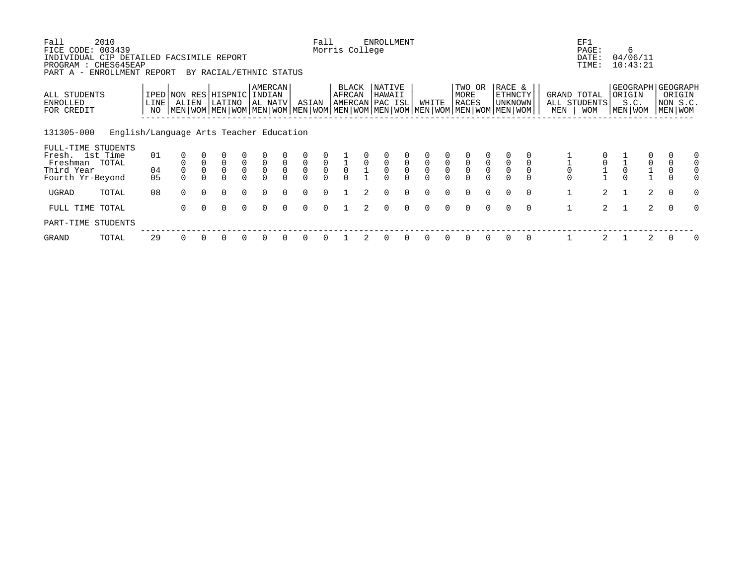Fall 2010 — Fall ENROLLMENT — EF1

FICE CODE: 003439 — Morris College — PAGE: 6

INDIVIDUAL CIP DETAILED FACSIMILE REPORT — DATE: 04/06/11

PROGRAM : CHES645EAP — TIME: 10:43:21

PART A - ENROLLMENT REPORT BY RACIAL/ETHNIC STATUS

**131305-000 English/Language Arts Teacher Education**

| ALL STUDENTS ENROLLED FOR CREDIT | IPED LINE NO | NON RES ALIEN | | HISPNIC LATINO | | AMERCAN INDIAN AL NATV | | ASIAN | | BLACK AFRCAN AMERCAN | | NATIVE HAWAII PAC ISL | | WHITE | | TWO OR MORE RACES | | RACE & ETHNCTY UNKNOWN | | GRAND TOTAL ALL STUDENTS | | GEOGRAPH ORIGIN S.C. | | GEOGRAPH ORIGIN NON S.C. | |
|---|---|---|---|---|---|---|---|---|---|---|---|---|---|---|---|---|---|---|---|---|---|---|---|---|---|
| | | MEN | WOM | MEN | WOM | MEN | WOM | MEN | WOM | MEN | WOM | MEN | WOM | MEN | WOM | MEN | WOM | MEN | WOM | MEN | WOM | MEN | WOM | MEN | WOM |
| FULL-TIME STUDENTS | | | | | | | | | | | | | | | | | | | | | | | | | |
| Fresh. 1st Time | 01 | 0 | 0 | 0 | 0 | 0 | 0 | 0 | 0 | 1 | 0 | 0 | 0 | 0 | 0 | 0 | 0 | 0 | 0 | 1 | 0 | 1 | 0 | 0 | 0 |
| Freshman TOTAL | | 0 | 0 | 0 | 0 | 0 | 0 | 0 | 0 | 1 | 0 | 0 | 0 | 0 | 0 | 0 | 0 | 0 | 0 | 1 | 0 | 1 | 0 | 0 | 0 |
| Third Year | 04 | 0 | 0 | 0 | 0 | 0 | 0 | 0 | 0 | 0 | 1 | 0 | 0 | 0 | 0 | 0 | 0 | 0 | 0 | 0 | 1 | 0 | 1 | 0 | 0 |
| Fourth Yr-Beyond | 05 | 0 | 0 | 0 | 0 | 0 | 0 | 0 | 0 | 0 | 1 | 0 | 0 | 0 | 0 | 0 | 0 | 0 | 0 | 0 | 1 | 0 | 1 | 0 | 0 |
| UGRAD TOTAL | 08 | 0 | 0 | 0 | 0 | 0 | 0 | 0 | 0 | 1 | 2 | 0 | 0 | 0 | 0 | 0 | 0 | 0 | 0 | 1 | 2 | 1 | 2 | 0 | 0 |
| FULL TIME TOTAL | | 0 | 0 | 0 | 0 | 0 | 0 | 0 | 0 | 1 | 2 | 0 | 0 | 0 | 0 | 0 | 0 | 0 | 0 | 1 | 2 | 1 | 2 | 0 | 0 |
| PART-TIME STUDENTS | | | | | | | | | | | | | | | | | | | | | | | | | |
| GRAND TOTAL | 29 | 0 | 0 | 0 | 0 | 0 | 0 | 0 | 0 | 1 | 2 | 0 | 0 | 0 | 0 | 0 | 0 | 0 | 0 | 1 | 2 | 1 | 2 | 0 | 0 |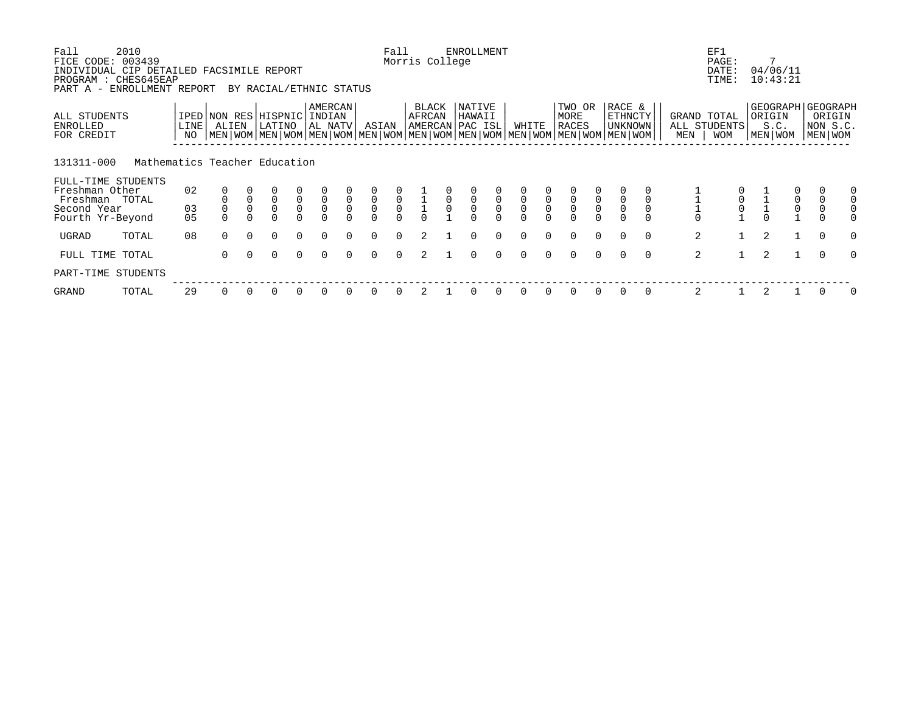Fall 2010 FICE CODE: 003439
INDIVIDUAL CIP DETAILED FACSIMILE REPORT
PROGRAM : CHES645EAP
PART A - ENROLLMENT REPORT BY RACIAL/ETHNIC STATUS

Fall ENROLLMENT
Morris College

EF1
PAGE: 7
DATE: 04/06/11
TIME: 10:43:21

| ALL STUDENTS ENROLLED FOR CREDIT | | IPED LINE NO | NON RES ALIEN | | HISPNIC LATINO | | AMERCAN INDIAN AL NATV | | ASIAN | | BLACK AFRCAN AMERCAN | | NATIVE HAWAII PAC ISL | | WHITE | | TWO OR MORE RACES | | RACE & ETHNCTY UNKNOWN | | GRAND TOTAL ALL STUDENTS | | GEOGRAPH ORIGIN S.C. | | GEOGRAPH ORIGIN NON S.C. | |
|---|---|---|---|---|---|---|---|---|---|---|---|---|---|---|---|---|---|---|---|---|---|---|---|---|---|---|
| | | | MEN | WOM | MEN | WOM | MEN | WOM | MEN | WOM | MEN | WOM | MEN | WOM | MEN | WOM | MEN | WOM | MEN | WOM | MEN | WOM | MEN | WOM | MEN | WOM |
| **131311-000 Mathematics Teacher Education** | | | | | | | | | | | | | | | | | | | | | | | | | | |
| FULL-TIME STUDENTS | | | | | | | | | | | | | | | | | | | | | | | | | | |
| Freshman Other | | 02 | 0 | 0 | 0 | 0 | 0 | 0 | 0 | 0 | 1 | 0 | 0 | 0 | 0 | 0 | 0 | 0 | 0 | 0 | 1 | 0 | 1 | 0 | 0 | 0 |
| Freshman | TOTAL | | 0 | 0 | 0 | 0 | 0 | 0 | 0 | 0 | 1 | 0 | 0 | 0 | 0 | 0 | 0 | 0 | 0 | 0 | 1 | 0 | 1 | 0 | 0 | 0 |
| Second Year | | 03 | 0 | 0 | 0 | 0 | 0 | 0 | 0 | 0 | 1 | 0 | 0 | 0 | 0 | 0 | 0 | 0 | 0 | 0 | 1 | 0 | 1 | 0 | 0 | 0 |
| Fourth Yr-Beyond | | 05 | 0 | 0 | 0 | 0 | 0 | 0 | 0 | 0 | 0 | 1 | 0 | 0 | 0 | 0 | 0 | 0 | 0 | 0 | 0 | 1 | 0 | 1 | 0 | 0 |
| UGRAD | TOTAL | 08 | 0 | 0 | 0 | 0 | 0 | 0 | 0 | 0 | 2 | 1 | 0 | 0 | 0 | 0 | 0 | 0 | 0 | 0 | 2 | 1 | 2 | 1 | 0 | 0 |
| FULL TIME | TOTAL | | 0 | 0 | 0 | 0 | 0 | 0 | 0 | 0 | 2 | 1 | 0 | 0 | 0 | 0 | 0 | 0 | 0 | 0 | 2 | 1 | 2 | 1 | 0 | 0 |
| PART-TIME STUDENTS | | | | | | | | | | | | | | | | | | | | | | | | | | |
| GRAND | TOTAL | 29 | 0 | 0 | 0 | 0 | 0 | 0 | 0 | 0 | 2 | 1 | 0 | 0 | 0 | 0 | 0 | 0 | 0 | 0 | 2 | 1 | 2 | 1 | 0 | 0 |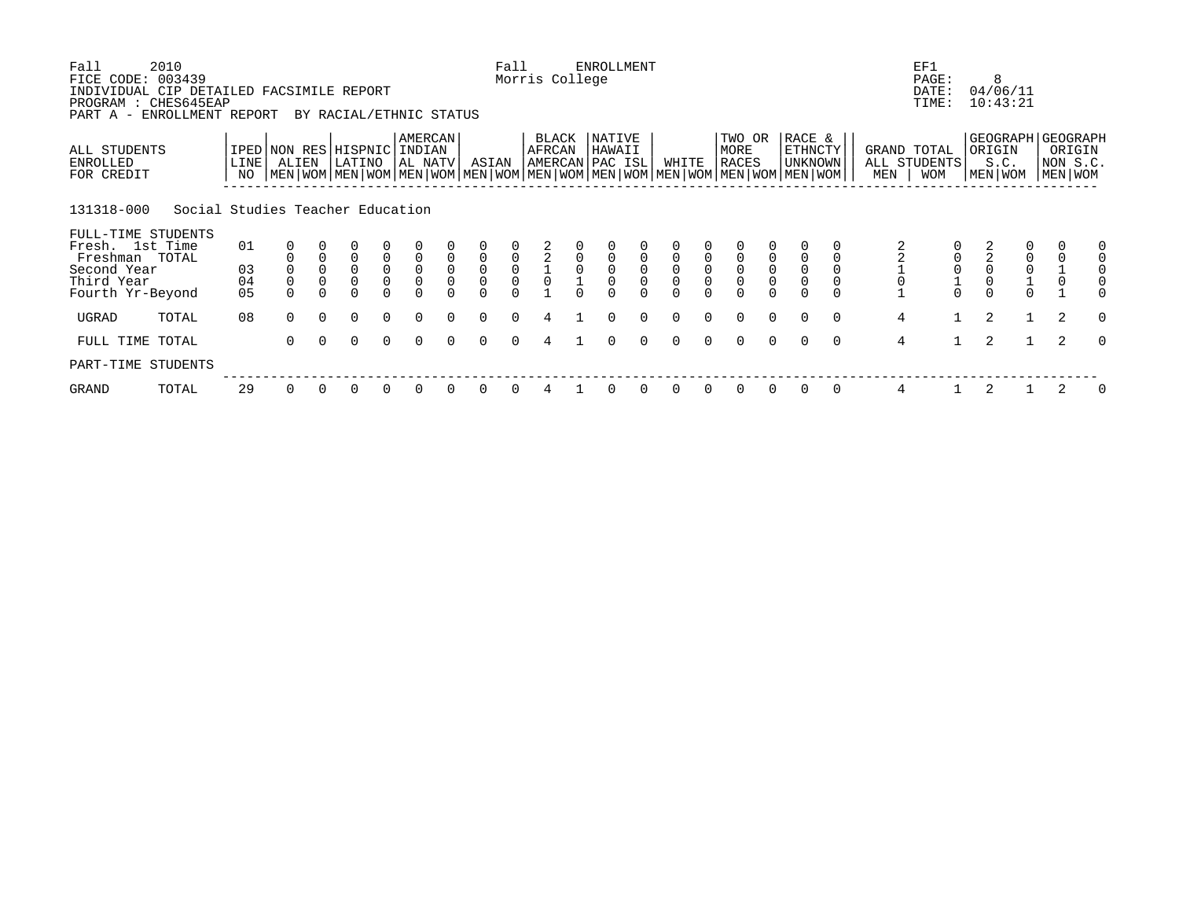Fall 2010 Fall ENROLLMENT EF1
FICE CODE: 003439 Morris College PAGE: 8
INDIVIDUAL CIP DETAILED FACSIMILE REPORT DATE: 04/06/11
PROGRAM : CHES645EAP TIME: 10:43:21
PART A - ENROLLMENT REPORT BY RACIAL/ETHNIC STATUS

| ALL STUDENTS ENROLLED FOR CREDIT | IPED LINE NO | NON RES ALIEN | | HISPNIC LATINO | | AMERCAN INDIAN AL NATV | | ASIAN | | BLACK AFRCAN AMERCAN | | NATIVE HAWAII PAC ISL | | WHITE | | TWO OR MORE RACES | | RACE & ETHNCTY UNKNOWN | | GRAND TOTAL ALL STUDENTS | | GEOGRAPH ORIGIN S.C. | | GEOGRAPH ORIGIN NON S.C. | |
|---|---|---|---|---|---|---|---|---|---|---|---|---|---|---|---|---|---|---|---|---|---|---|---|---|---|
| | | MEN | WOM | MEN | WOM | MEN | WOM | MEN | WOM | MEN | WOM | MEN | WOM | MEN | WOM | MEN | WOM | MEN | WOM | MEN | WOM | MEN | WOM | MEN | WOM |
| **131318-000 Social Studies Teacher Education** | | | | | | | | | | | | | | | | | | | | | | | | | |
| FULL-TIME STUDENTS | | | | | | | | | | | | | | | | | | | | | | | | | |
| Fresh. 1st Time | 01 | 0 | 0 | 0 | 0 | 0 | 0 | 0 | 0 | 2 | 0 | 0 | 0 | 0 | 0 | 0 | 0 | 0 | 0 | 2 | 0 | 2 | 0 | 0 | 0 |
| Freshman TOTAL | | 0 | 0 | 0 | 0 | 0 | 0 | 0 | 0 | 2 | 0 | 0 | 0 | 0 | 0 | 0 | 0 | 0 | 0 | 2 | 0 | 2 | 0 | 0 | 0 |
| Second Year | 03 | 0 | 0 | 0 | 0 | 0 | 0 | 0 | 0 | 1 | 0 | 0 | 0 | 0 | 0 | 0 | 0 | 0 | 0 | 1 | 0 | 0 | 0 | 1 | 0 |
| Third Year | 04 | 0 | 0 | 0 | 0 | 0 | 0 | 0 | 0 | 0 | 1 | 0 | 0 | 0 | 0 | 0 | 0 | 0 | 0 | 0 | 1 | 0 | 1 | 0 | 0 |
| Fourth Yr-Beyond | 05 | 0 | 0 | 0 | 0 | 0 | 0 | 0 | 0 | 1 | 0 | 0 | 0 | 0 | 0 | 0 | 0 | 0 | 0 | 1 | 0 | 0 | 0 | 1 | 0 |
| UGRAD TOTAL | 08 | 0 | 0 | 0 | 0 | 0 | 0 | 0 | 0 | 4 | 1 | 0 | 0 | 0 | 0 | 0 | 0 | 0 | 0 | 4 | 1 | 2 | 1 | 2 | 0 |
| FULL TIME TOTAL | | 0 | 0 | 0 | 0 | 0 | 0 | 0 | 0 | 4 | 1 | 0 | 0 | 0 | 0 | 0 | 0 | 0 | 0 | 4 | 1 | 2 | 1 | 2 | 0 |
| PART-TIME STUDENTS | | | | | | | | | | | | | | | | | | | | | | | | | |
| GRAND TOTAL | 29 | 0 | 0 | 0 | 0 | 0 | 0 | 0 | 0 | 4 | 1 | 0 | 0 | 0 | 0 | 0 | 0 | 0 | 0 | 4 | 1 | 2 | 1 | 2 | 0 |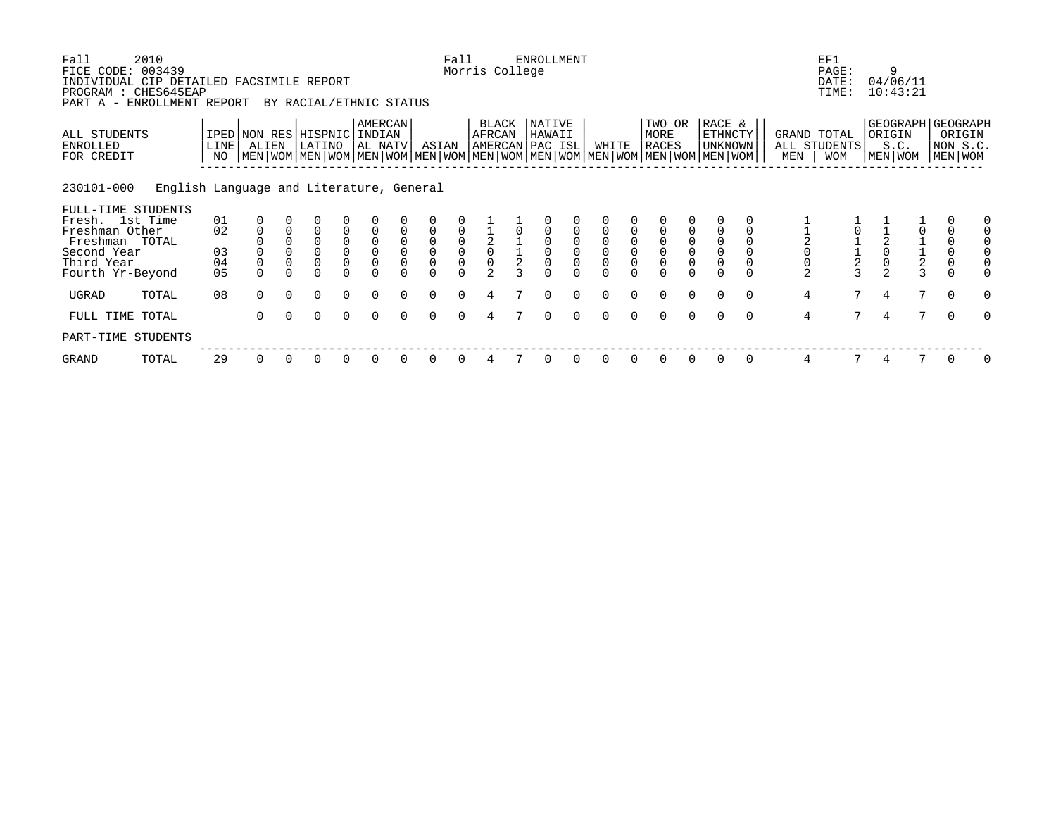Fall 2010 — Fall ENROLLMENT — EF1

FICE CODE: 003439 — Morris College — PAGE: 9

INDIVIDUAL CIP DETAILED FACSIMILE REPORT — DATE: 04/06/11

PROGRAM : CHES645EAP — TIME: 10:43:21

PART A - ENROLLMENT REPORT BY RACIAL/ETHNIC STATUS

**230101-000 English Language and Literature, General**

| ALL STUDENTS ENROLLED FOR CREDIT | IPED LINE NO | NON RES ALIEN | | HISPNIC LATINO | | AMERCAN INDIAN AL NATV | | ASIAN | | BLACK AFRCAN AMERCAN | | NATIVE HAWAII PAC ISL | | WHITE | | TWO OR MORE RACES | | RACE & ETHNCTY UNKNOWN | | GRAND TOTAL ALL STUDENTS | | GEOGRAPH ORIGIN S.C. | | GEOGRAPH ORIGIN NON S.C. | |
|---|---|---|---|---|---|---|---|---|---|---|---|---|---|---|---|---|---|---|---|---|---|---|---|---|---|
| | | MEN | WOM | MEN | WOM | MEN | WOM | MEN | WOM | MEN | WOM | MEN | WOM | MEN | WOM | MEN | WOM | MEN | WOM | MEN | WOM | MEN | WOM | MEN | WOM |
| FULL-TIME STUDENTS | | | | | | | | | | | | | | | | | | | | | | | | | |
| Fresh. 1st Time | 01 | 0 | 0 | 0 | 0 | 0 | 0 | 0 | 0 | 1 | 1 | 0 | 0 | 0 | 0 | 0 | 0 | 0 | 0 | 1 | 1 | 1 | 1 | 0 | 0 |
| Freshman Other | 02 | 0 | 0 | 0 | 0 | 0 | 0 | 0 | 0 | 1 | 0 | 0 | 0 | 0 | 0 | 0 | 0 | 0 | 0 | 1 | 0 | 1 | 0 | 0 | 0 |
| Freshman TOTAL | | 0 | 0 | 0 | 0 | 0 | 0 | 0 | 0 | 2 | 1 | 0 | 0 | 0 | 0 | 0 | 0 | 0 | 0 | 2 | 1 | 2 | 1 | 0 | 0 |
| Second Year | 03 | 0 | 0 | 0 | 0 | 0 | 0 | 0 | 0 | 0 | 1 | 0 | 0 | 0 | 0 | 0 | 0 | 0 | 0 | 0 | 1 | 0 | 1 | 0 | 0 |
| Third Year | 04 | 0 | 0 | 0 | 0 | 0 | 0 | 0 | 0 | 0 | 2 | 0 | 0 | 0 | 0 | 0 | 0 | 0 | 0 | 0 | 2 | 0 | 2 | 0 | 0 |
| Fourth Yr-Beyond | 05 | 0 | 0 | 0 | 0 | 0 | 0 | 0 | 0 | 2 | 3 | 0 | 0 | 0 | 0 | 0 | 0 | 0 | 0 | 2 | 3 | 2 | 3 | 0 | 0 |
| UGRAD TOTAL | 08 | 0 | 0 | 0 | 0 | 0 | 0 | 0 | 0 | 4 | 7 | 0 | 0 | 0 | 0 | 0 | 0 | 0 | 0 | 4 | 7 | 4 | 7 | 0 | 0 |
| FULL TIME TOTAL | | 0 | 0 | 0 | 0 | 0 | 0 | 0 | 0 | 4 | 7 | 0 | 0 | 0 | 0 | 0 | 0 | 0 | 0 | 4 | 7 | 4 | 7 | 0 | 0 |
| PART-TIME STUDENTS | | | | | | | | | | | | | | | | | | | | | | | | | |
| GRAND TOTAL | 29 | 0 | 0 | 0 | 0 | 0 | 0 | 0 | 0 | 4 | 7 | 0 | 0 | 0 | 0 | 0 | 0 | 0 | 0 | 4 | 7 | 4 | 7 | 0 | 0 |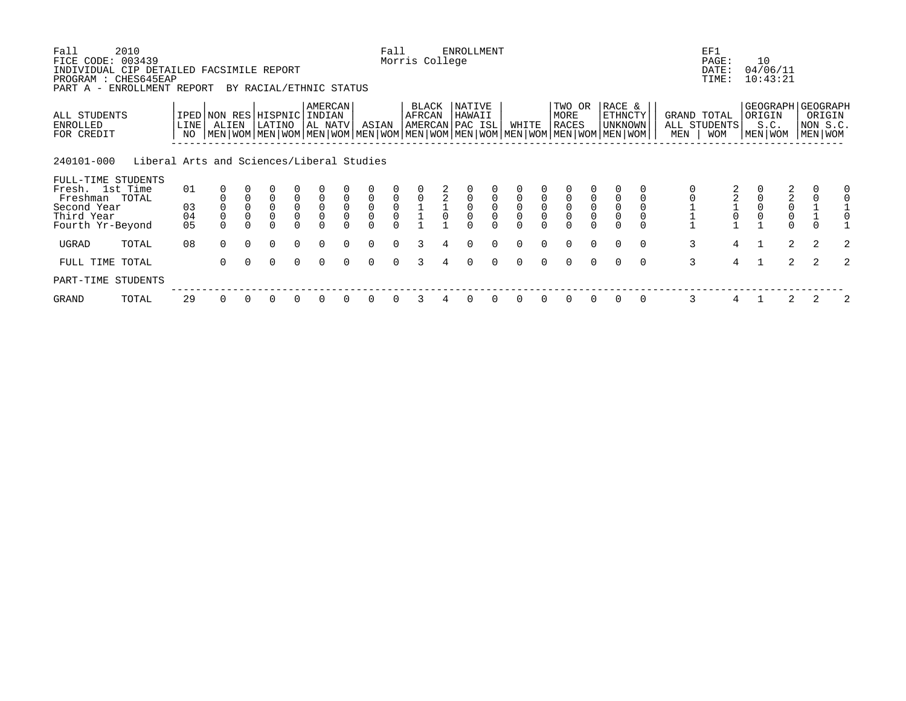Fall 2010 Fall ENROLLMENT EF1
FICE CODE: 003439 Morris College PAGE: 10
INDIVIDUAL CIP DETAILED FACSIMILE REPORT DATE: 04/06/11
PROGRAM : CHES645EAP TIME: 10:43:21
PART A - ENROLLMENT REPORT BY RACIAL/ETHNIC STATUS

| ALL STUDENTS ENROLLED FOR CREDIT | IPED LINE NO | NON RES ALIEN | | HISPNIC LATINO | | AMERCAN INDIAN AL NATV | | ASIAN | | BLACK AFRCAN AMERCAN | | NATIVE HAWAII PAC ISL | | WHITE | | TWO OR MORE RACES | | RACE & ETHNCTY UNKNOWN | | GRAND TOTAL ALL STUDENTS | | GEOGRAPH ORIGIN S.C. | | GEOGRAPH ORIGIN NON S.C. | |
|---|---|---|---|---|---|---|---|---|---|---|---|---|---|---|---|---|---|---|---|---|---|---|---|---|---|
| | | MEN | WOM | MEN | WOM | MEN | WOM | MEN | WOM | MEN | WOM | MEN | WOM | MEN | WOM | MEN | WOM | MEN | WOM | MEN | WOM | MEN | WOM | MEN | WOM |
| **240101-000 Liberal Arts and Sciences/Liberal Studies** | | | | | | | | | | | | | | | | | | | | | | | | | |
| FULL-TIME STUDENTS | | | | | | | | | | | | | | | | | | | | | | | | | |
| Fresh. 1st Time | 01 | 0 | 0 | 0 | 0 | 0 | 0 | 0 | 0 | 0 | 2 | 0 | 0 | 0 | 0 | 0 | 0 | 0 | 0 | 0 | 2 | 0 | 2 | 0 | 0 |
| Freshman TOTAL | | 0 | 0 | 0 | 0 | 0 | 0 | 0 | 0 | 0 | 2 | 0 | 0 | 0 | 0 | 0 | 0 | 0 | 0 | 0 | 2 | 0 | 2 | 0 | 0 |
| Second Year | 03 | 0 | 0 | 0 | 0 | 0 | 0 | 0 | 0 | 1 | 1 | 0 | 0 | 0 | 0 | 0 | 0 | 0 | 0 | 1 | 1 | 0 | 0 | 1 | 1 |
| Third Year | 04 | 0 | 0 | 0 | 0 | 0 | 0 | 0 | 0 | 1 | 0 | 0 | 0 | 0 | 0 | 0 | 0 | 0 | 0 | 1 | 0 | 0 | 0 | 1 | 0 |
| Fourth Yr-Beyond | 05 | 0 | 0 | 0 | 0 | 0 | 0 | 0 | 0 | 1 | 1 | 0 | 0 | 0 | 0 | 0 | 0 | 0 | 0 | 1 | 1 | 1 | 0 | 0 | 1 |
| UGRAD TOTAL | 08 | 0 | 0 | 0 | 0 | 0 | 0 | 0 | 0 | 3 | 4 | 0 | 0 | 0 | 0 | 0 | 0 | 0 | 0 | 3 | 4 | 1 | 2 | 2 | 2 |
| FULL TIME TOTAL | | 0 | 0 | 0 | 0 | 0 | 0 | 0 | 0 | 3 | 4 | 0 | 0 | 0 | 0 | 0 | 0 | 0 | 0 | 3 | 4 | 1 | 2 | 2 | 2 |
| PART-TIME STUDENTS | | | | | | | | | | | | | | | | | | | | | | | | | |
| GRAND TOTAL | 29 | 0 | 0 | 0 | 0 | 0 | 0 | 0 | 0 | 3 | 4 | 0 | 0 | 0 | 0 | 0 | 0 | 0 | 0 | 3 | 4 | 1 | 2 | 2 | 2 |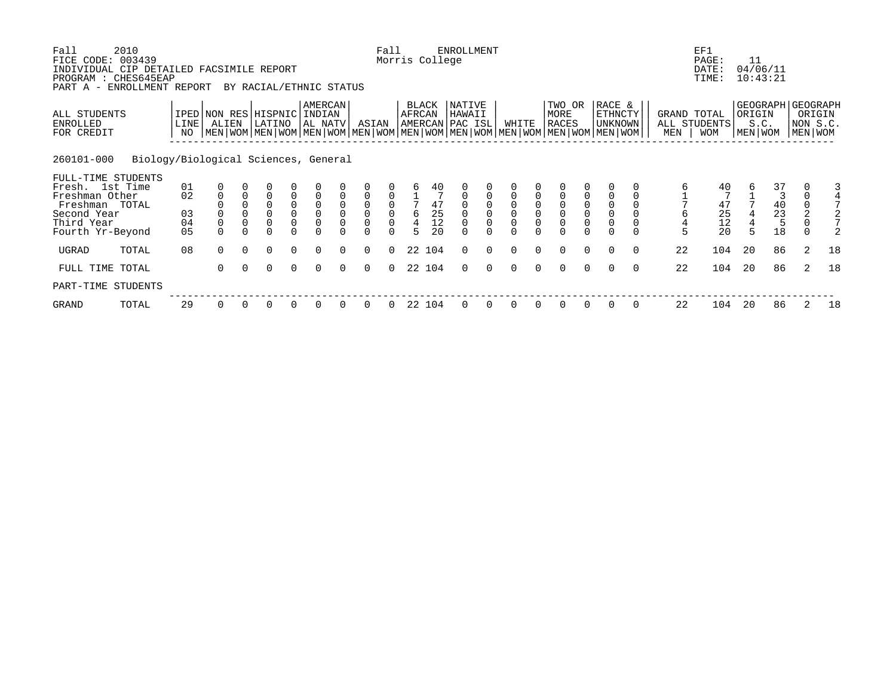Fall 2010 Fall ENROLLMENT EF1
FICE CODE: 003439 Morris College PAGE: 11
INDIVIDUAL CIP DETAILED FACSIMILE REPORT DATE: 04/06/11
PROGRAM : CHES645EAP TIME: 10:43:21
PART A - ENROLLMENT REPORT BY RACIAL/ETHNIC STATUS

| ALL STUDENTS ENROLLED FOR CREDIT | IPED LINE NO | NON RES ALIEN | | HISPNIC LATINO | | AMERCAN INDIAN AL NATV | | ASIAN | | BLACK AFRCAN AMERCAN | | NATIVE HAWAII PAC ISL | | WHITE | | TWO OR MORE RACES | | RACE & ETHNCTY UNKNOWN | | GRAND TOTAL ALL STUDENTS | | GEOGRAPH ORIGIN S.C. | | GEOGRAPH ORIGIN NON S.C. | |
|---|---|---|---|---|---|---|---|---|---|---|---|---|---|---|---|---|---|---|---|---|---|---|---|---|---|
| | | MEN | WOM | MEN | WOM | MEN | WOM | MEN | WOM | MEN | WOM | MEN | WOM | MEN | WOM | MEN | WOM | MEN | WOM | MEN | WOM | MEN | WOM | MEN | WOM |
| **260101-000 Biology/Biological Sciences, General** | | | | | | | | | | | | | | | | | | | | | | | | | |
| FULL-TIME STUDENTS | | | | | | | | | | | | | | | | | | | | | | | | | |
| Fresh. 1st Time | 01 | 0 | 0 | 0 | 0 | 0 | 0 | 0 | 0 | 6 | 40 | 0 | 0 | 0 | 0 | 0 | 0 | 0 | 0 | 6 | 40 | 6 | 37 | 0 | 3 |
| Freshman Other | 02 | 0 | 0 | 0 | 0 | 0 | 0 | 0 | 0 | 1 | 7 | 0 | 0 | 0 | 0 | 0 | 0 | 0 | 0 | 1 | 7 | 1 | 3 | 0 | 4 |
| Freshman TOTAL | | 0 | 0 | 0 | 0 | 0 | 0 | 0 | 0 | 7 | 47 | 0 | 0 | 0 | 0 | 0 | 0 | 0 | 0 | 7 | 47 | 7 | 40 | 0 | 7 |
| Second Year | 03 | 0 | 0 | 0 | 0 | 0 | 0 | 0 | 0 | 6 | 25 | 0 | 0 | 0 | 0 | 0 | 0 | 0 | 0 | 6 | 25 | 4 | 23 | 2 | 2 |
| Third Year | 04 | 0 | 0 | 0 | 0 | 0 | 0 | 0 | 0 | 4 | 12 | 0 | 0 | 0 | 0 | 0 | 0 | 0 | 0 | 4 | 12 | 4 | 5 | 0 | 7 |
| Fourth Yr-Beyond | 05 | 0 | 0 | 0 | 0 | 0 | 0 | 0 | 0 | 5 | 20 | 0 | 0 | 0 | 0 | 0 | 0 | 0 | 0 | 5 | 20 | 5 | 18 | 0 | 2 |
| UGRAD TOTAL | 08 | 0 | 0 | 0 | 0 | 0 | 0 | 0 | 0 | 22 | 104 | 0 | 0 | 0 | 0 | 0 | 0 | 0 | 0 | 22 | 104 | 20 | 86 | 2 | 18 |
| FULL TIME TOTAL | | 0 | 0 | 0 | 0 | 0 | 0 | 0 | 0 | 22 | 104 | 0 | 0 | 0 | 0 | 0 | 0 | 0 | 0 | 22 | 104 | 20 | 86 | 2 | 18 |
| PART-TIME STUDENTS | | | | | | | | | | | | | | | | | | | | | | | | | |
| GRAND TOTAL | 29 | 0 | 0 | 0 | 0 | 0 | 0 | 0 | 0 | 22 | 104 | 0 | 0 | 0 | 0 | 0 | 0 | 0 | 0 | 22 | 104 | 20 | 86 | 2 | 18 |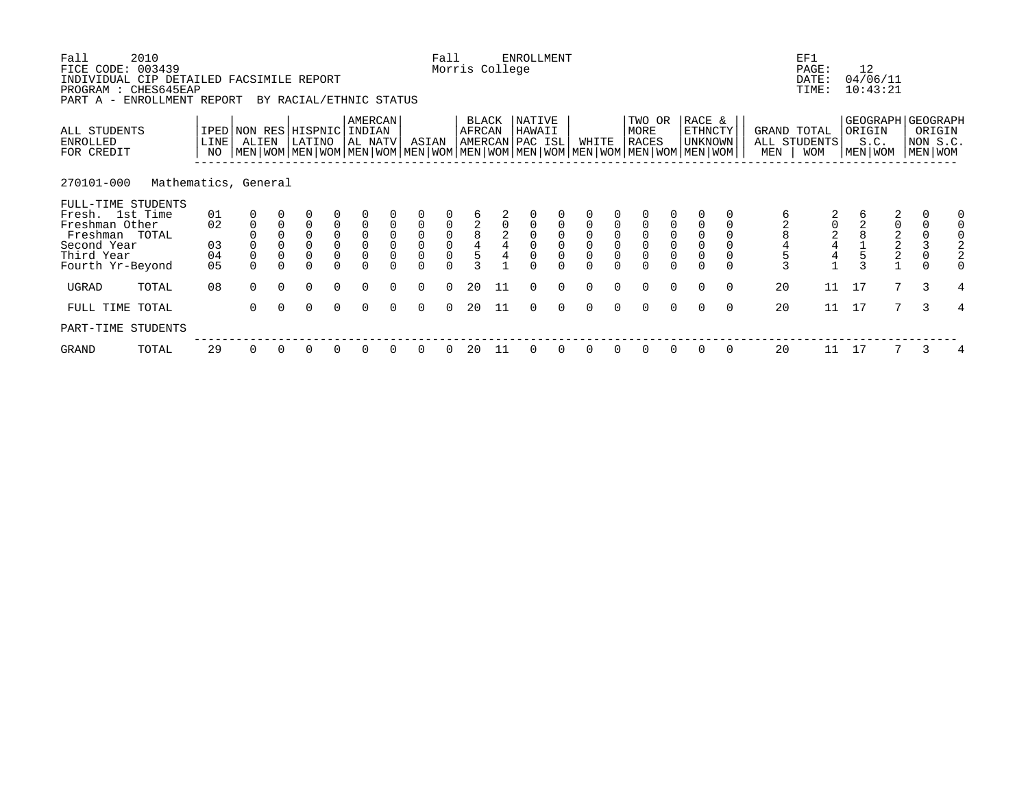Fall 2010 Fall ENROLLMENT EF1
FICE CODE: 003439 Morris College PAGE: 12
INDIVIDUAL CIP DETAILED FACSIMILE REPORT DATE: 04/06/11
PROGRAM : CHES645EAP TIME: 10:43:21
PART A - ENROLLMENT REPORT BY RACIAL/ETHNIC STATUS

| ALL STUDENTS ENROLLED FOR CREDIT | IPED LINE NO | NON RES ALIEN | | HISPNIC LATINO | | AMERCAN INDIAN AL NATV | | ASIAN | | BLACK AFRCAN AMERCAN | | NATIVE HAWAII PAC ISL | | WHITE | | TWO OR MORE RACES | | RACE & ETHNCTY UNKNOWN | | GRAND TOTAL ALL STUDENTS | | GEOGRAPH ORIGIN S.C. | | GEOGRAPH ORIGIN NON S.C. | |
|---|---|---|---|---|---|---|---|---|---|---|---|---|---|---|---|---|---|---|---|---|---|---|---|---|---|
| | | MEN | WOM | MEN | WOM | MEN | WOM | MEN | WOM | MEN | WOM | MEN | WOM | MEN | WOM | MEN | WOM | MEN | WOM | MEN | WOM | MEN | WOM | MEN | WOM |
| **270101-000 Mathematics, General** | | | | | | | | | | | | | | | | | | | | | | | | | |
| FULL-TIME STUDENTS | | | | | | | | | | | | | | | | | | | | | | | | | |
| Fresh. 1st Time | 01 | 0 | 0 | 0 | 0 | 0 | 0 | 0 | 0 | 6 | 2 | 0 | 0 | 0 | 0 | 0 | 0 | 0 | 0 | 6 | 2 | 6 | 2 | 0 | 0 |
| Freshman Other | 02 | 0 | 0 | 0 | 0 | 0 | 0 | 0 | 0 | 2 | 0 | 0 | 0 | 0 | 0 | 0 | 0 | 0 | 0 | 2 | 0 | 2 | 0 | 0 | 0 |
| Freshman TOTAL | | 0 | 0 | 0 | 0 | 0 | 0 | 0 | 0 | 8 | 2 | 0 | 0 | 0 | 0 | 0 | 0 | 0 | 0 | 8 | 2 | 8 | 2 | 0 | 0 |
| Second Year | 03 | 0 | 0 | 0 | 0 | 0 | 0 | 0 | 0 | 4 | 4 | 0 | 0 | 0 | 0 | 0 | 0 | 0 | 0 | 4 | 4 | 1 | 2 | 3 | 2 |
| Third Year | 04 | 0 | 0 | 0 | 0 | 0 | 0 | 0 | 0 | 5 | 4 | 0 | 0 | 0 | 0 | 0 | 0 | 0 | 0 | 5 | 4 | 5 | 2 | 0 | 2 |
| Fourth Yr-Beyond | 05 | 0 | 0 | 0 | 0 | 0 | 0 | 0 | 0 | 3 | 1 | 0 | 0 | 0 | 0 | 0 | 0 | 0 | 0 | 3 | 1 | 3 | 1 | 0 | 0 |
| UGRAD TOTAL | 08 | 0 | 0 | 0 | 0 | 0 | 0 | 0 | 0 | 20 | 11 | 0 | 0 | 0 | 0 | 0 | 0 | 0 | 0 | 20 | 11 | 17 | 7 | 3 | 4 |
| FULL TIME TOTAL | | 0 | 0 | 0 | 0 | 0 | 0 | 0 | 0 | 20 | 11 | 0 | 0 | 0 | 0 | 0 | 0 | 0 | 0 | 20 | 11 | 17 | 7 | 3 | 4 |
| PART-TIME STUDENTS | | | | | | | | | | | | | | | | | | | | | | | | | |
| GRAND TOTAL | 29 | 0 | 0 | 0 | 0 | 0 | 0 | 0 | 0 | 20 | 11 | 0 | 0 | 0 | 0 | 0 | 0 | 0 | 0 | 20 | 11 | 17 | 7 | 3 | 4 |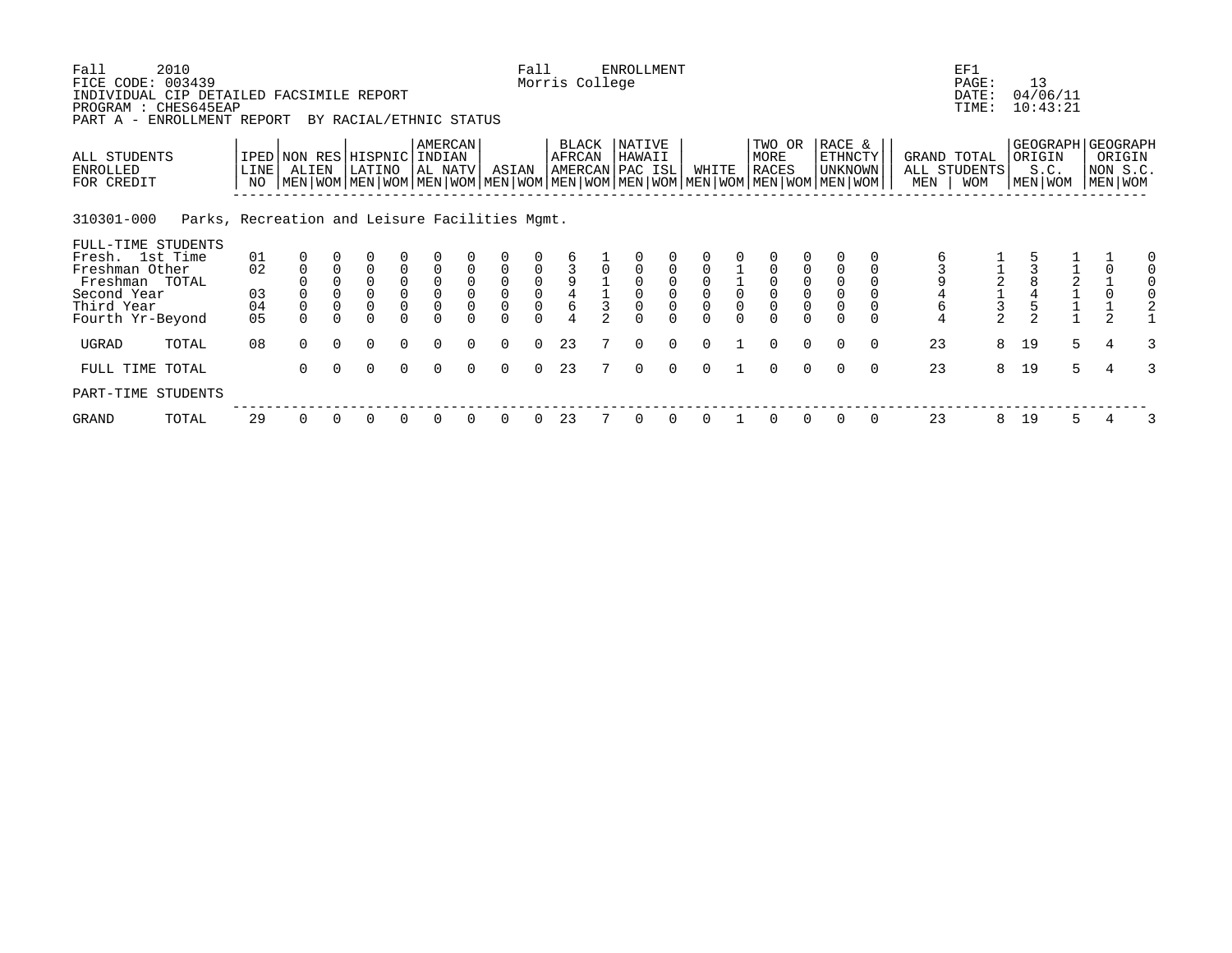Fall 2010 
FICE CODE: 003439 
INDIVIDUAL CIP DETAILED FACSIMILE REPORT 
PROGRAM : CHES645EAP 
PART A - ENROLLMENT REPORT BY RACIAL/ETHNIC STATUS

Fall ENROLLMENT 
Morris College

EF1 
PAGE: 13 
DATE: 04/06/11 
TIME: 10:43:21

| ALL STUDENTS ENROLLED FOR CREDIT | IPED LINE NO | NON RES ALIEN MEN | NON RES ALIEN WOM | HISPNIC LATINO MEN | HISPNIC LATINO WOM | AMERCAN INDIAN AL NATV MEN | AMERCAN INDIAN AL NATV WOM | ASIAN MEN | ASIAN WOM | BLACK AFRCAN AMERCAN MEN | BLACK AFRCAN AMERCAN WOM | NATIVE HAWAII PAC ISL MEN | NATIVE HAWAII PAC ISL WOM | WHITE MEN | WHITE WOM | TWO OR MORE RACES MEN | TWO OR MORE RACES WOM | RACE & ETHNCTY UNKNOWN MEN | RACE & ETHNCTY UNKNOWN WOM | GRAND TOTAL ALL STUDENTS MEN | GRAND TOTAL ALL STUDENTS WOM | GEOGRAPH ORIGIN S.C. MEN | GEOGRAPH ORIGIN S.C. WOM | GEOGRAPH ORIGIN NON S.C. MEN | GEOGRAPH ORIGIN NON S.C. WOM |
|---|---|---|---|---|---|---|---|---|---|---|---|---|---|---|---|---|---|---|---|---|---|---|---|---|---|
| **310301-000 Parks, Recreation and Leisure Facilities Mgmt.** | | | | | | | | | | | | | | | | | | | | | | | | | |
| FULL-TIME STUDENTS | | | | | | | | | | | | | | | | | | | | | | | | | |
| Fresh. 1st Time | 01 | 0 | 0 | 0 | 0 | 0 | 0 | 0 | 0 | 6 | 1 | 0 | 0 | 0 | 0 | 0 | 0 | 0 | 0 | 6 | 1 | 5 | 1 | 1 | 0 |
| Freshman Other | 02 | 0 | 0 | 0 | 0 | 0 | 0 | 0 | 0 | 3 | 0 | 0 | 0 | 0 | 1 | 0 | 0 | 0 | 0 | 3 | 1 | 3 | 1 | 0 | 0 |
| Freshman TOTAL | | 0 | 0 | 0 | 0 | 0 | 0 | 0 | 0 | 9 | 1 | 0 | 0 | 0 | 1 | 0 | 0 | 0 | 0 | 9 | 2 | 8 | 2 | 1 | 0 |
| Second Year | 03 | 0 | 0 | 0 | 0 | 0 | 0 | 0 | 0 | 4 | 1 | 0 | 0 | 0 | 0 | 0 | 0 | 0 | 0 | 4 | 1 | 4 | 1 | 0 | 0 |
| Third Year | 04 | 0 | 0 | 0 | 0 | 0 | 0 | 0 | 0 | 6 | 3 | 0 | 0 | 0 | 0 | 0 | 0 | 0 | 0 | 6 | 3 | 5 | 1 | 1 | 2 |
| Fourth Yr-Beyond | 05 | 0 | 0 | 0 | 0 | 0 | 0 | 0 | 0 | 4 | 2 | 0 | 0 | 0 | 0 | 0 | 0 | 0 | 0 | 4 | 2 | 2 | 1 | 2 | 1 |
| UGRAD TOTAL | 08 | 0 | 0 | 0 | 0 | 0 | 0 | 0 | 0 | 23 | 7 | 0 | 0 | 0 | 1 | 0 | 0 | 0 | 0 | 23 | 8 | 19 | 5 | 4 | 3 |
| FULL TIME TOTAL | | 0 | 0 | 0 | 0 | 0 | 0 | 0 | 0 | 23 | 7 | 0 | 0 | 0 | 1 | 0 | 0 | 0 | 0 | 23 | 8 | 19 | 5 | 4 | 3 |
| PART-TIME STUDENTS | | | | | | | | | | | | | | | | | | | | | | | | | |
| GRAND TOTAL | 29 | 0 | 0 | 0 | 0 | 0 | 0 | 0 | 0 | 23 | 7 | 0 | 0 | 0 | 1 | 0 | 0 | 0 | 0 | 23 | 8 | 19 | 5 | 4 | 3 |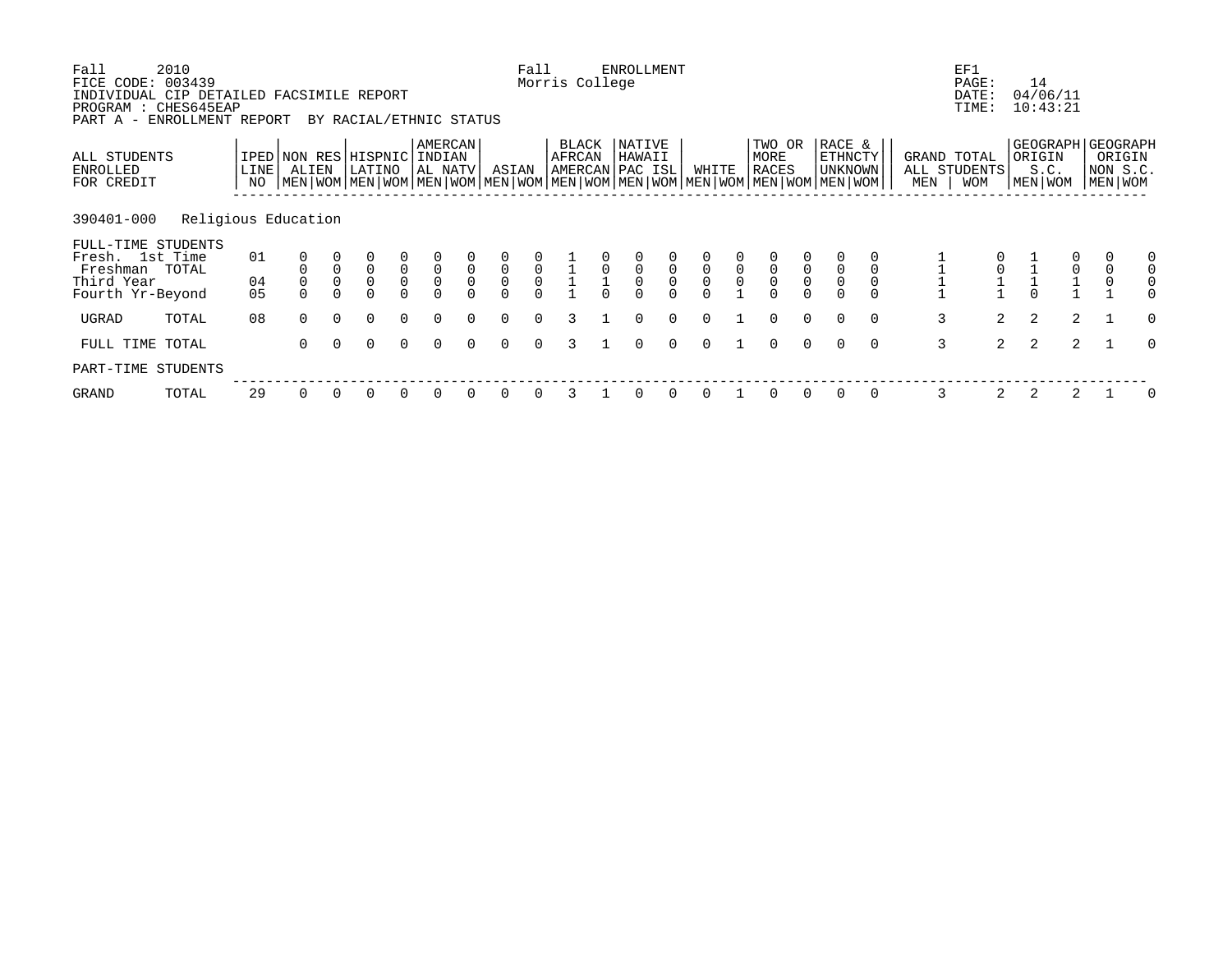Fall 2010 Fall ENROLLMENT EF1
FICE CODE: 003439 Morris College PAGE: 14
INDIVIDUAL CIP DETAILED FACSIMILE REPORT DATE: 04/06/11
PROGRAM : CHES645EAP TIME: 10:43:21
PART A - ENROLLMENT REPORT BY RACIAL/ETHNIC STATUS

| ALL STUDENTS ENROLLED FOR CREDIT | IPED LINE NO | NON RES ALIEN | | HISPNIC LATINO | | AMERCAN INDIAN AL NATV | | ASIAN | | BLACK AFRCAN AMERCAN | | NATIVE HAWAII PAC ISL | | WHITE | | TWO OR MORE RACES | | RACE & ETHNCTY UNKNOWN | | GRAND TOTAL ALL STUDENTS | | GEOGRAPH ORIGIN S.C. | | GEOGRAPH ORIGIN NON S.C. | |
|---|---|---|---|---|---|---|---|---|---|---|---|---|---|---|---|---|---|---|---|---|---|---|---|---|---|
| | | MEN | WOM | MEN | WOM | MEN | WOM | MEN | WOM | MEN | WOM | MEN | WOM | MEN | WOM | MEN | WOM | MEN | WOM | MEN | WOM | MEN | WOM | MEN | WOM |
| 390401-000 Religious Education | | | | | | | | | | | | | | | | | | | | | | | | | |
| FULL-TIME STUDENTS | | | | | | | | | | | | | | | | | | | | | | | | | |
| Fresh. 1st Time | 01 | 0 | 0 | 0 | 0 | 0 | 0 | 0 | 0 | 1 | 0 | 0 | 0 | 0 | 0 | 0 | 0 | 0 | 0 | 1 | 0 | 1 | 0 | 0 | 0 |
| Freshman TOTAL | | 0 | 0 | 0 | 0 | 0 | 0 | 0 | 0 | 1 | 0 | 0 | 0 | 0 | 0 | 0 | 0 | 0 | 0 | 1 | 0 | 1 | 0 | 0 | 0 |
| Third Year | 04 | 0 | 0 | 0 | 0 | 0 | 0 | 0 | 0 | 1 | 1 | 0 | 0 | 0 | 0 | 0 | 0 | 0 | 0 | 1 | 1 | 1 | 1 | 0 | 0 |
| Fourth Yr-Beyond | 05 | 0 | 0 | 0 | 0 | 0 | 0 | 0 | 0 | 1 | 0 | 0 | 0 | 0 | 1 | 0 | 0 | 0 | 0 | 1 | 1 | 0 | 1 | 1 | 0 |
| UGRAD TOTAL | 08 | 0 | 0 | 0 | 0 | 0 | 0 | 0 | 0 | 3 | 1 | 0 | 0 | 0 | 1 | 0 | 0 | 0 | 0 | 3 | 2 | 2 | 2 | 1 | 0 |
| FULL TIME TOTAL | | 0 | 0 | 0 | 0 | 0 | 0 | 0 | 0 | 3 | 1 | 0 | 0 | 0 | 1 | 0 | 0 | 0 | 0 | 3 | 2 | 2 | 2 | 1 | 0 |
| PART-TIME STUDENTS | | | | | | | | | | | | | | | | | | | | | | | | | |
| GRAND TOTAL | 29 | 0 | 0 | 0 | 0 | 0 | 0 | 0 | 0 | 3 | 1 | 0 | 0 | 0 | 1 | 0 | 0 | 0 | 0 | 3 | 2 | 2 | 2 | 1 | 0 |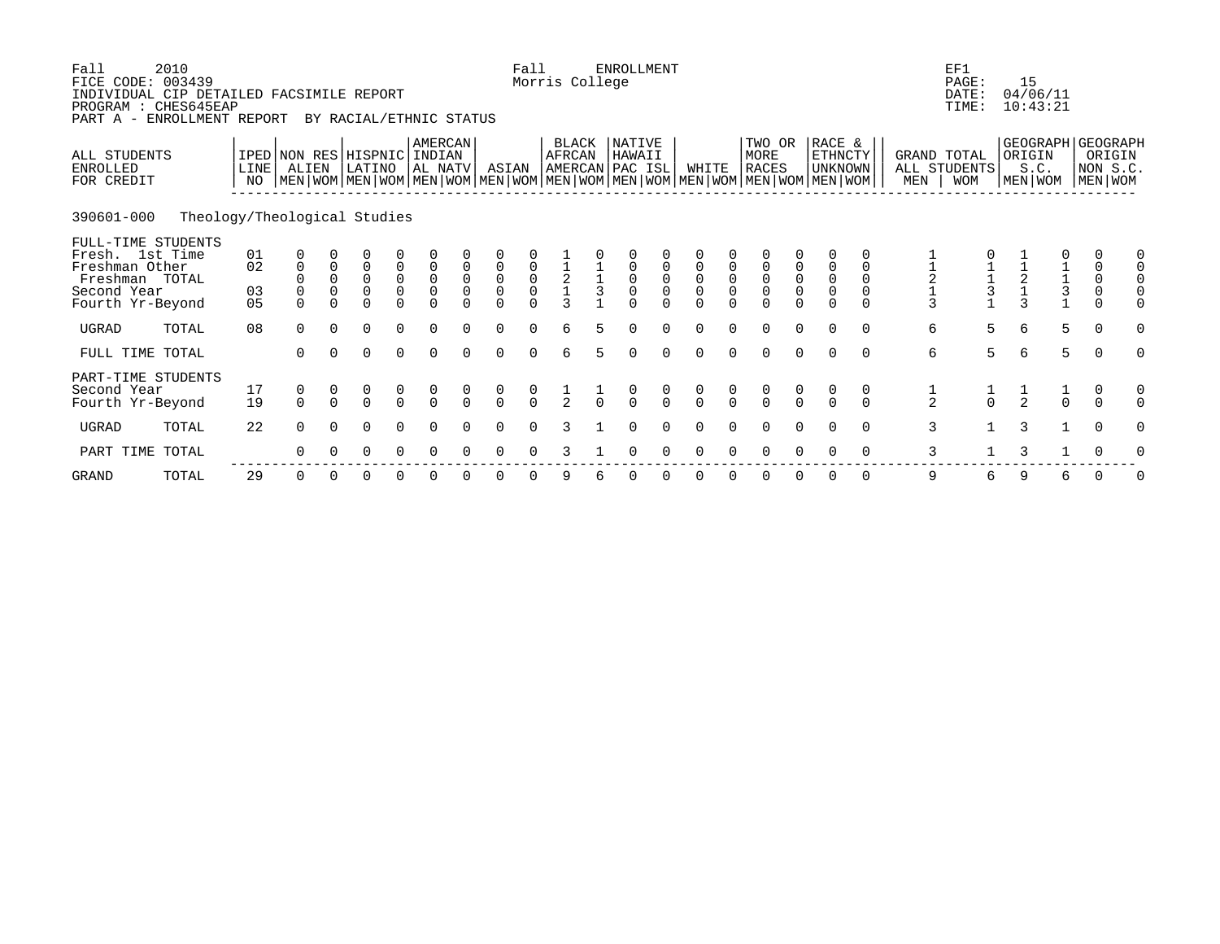Fall 2010 Fall ENROLLMENT EF1
FICE CODE: 003439 Morris College PAGE: 15
INDIVIDUAL CIP DETAILED FACSIMILE REPORT DATE: 04/06/11
PROGRAM : CHES645EAP TIME: 10:43:21
PART A - ENROLLMENT REPORT BY RACIAL/ETHNIC STATUS

390601-000 Theology/Theological Studies

| ALL STUDENTS ENROLLED FOR CREDIT | IPED LINE NO | NON RES ALIEN | | HISPNIC LATINO | | AMERCAN INDIAN AL NATV | | ASIAN | | BLACK AFRCAN AMERCAN | | NATIVE HAWAII PAC ISL | | WHITE | | TWO OR MORE RACES | | RACE & ETHNCTY UNKNOWN | | GRAND TOTAL ALL STUDENTS | | GEOGRAPH ORIGIN S.C. | | GEOGRAPH ORIGIN NON S.C. | |
|---|---|---|---|---|---|---|---|---|---|---|---|---|---|---|---|---|---|---|---|---|---|---|---|---|---|
| | | MEN | WOM | MEN | WOM | MEN | WOM | MEN | WOM | MEN | WOM | MEN | WOM | MEN | WOM | MEN | WOM | MEN | WOM | MEN | WOM | MEN | WOM | MEN | WOM |
| FULL-TIME STUDENTS | | | | | | | | | | | | | | | | | | | | | | | | | |
| Fresh. 1st Time | 01 | 0 | 0 | 0 | 0 | 0 | 0 | 0 | 0 | 1 | 0 | 0 | 0 | 0 | 0 | 0 | 0 | 0 | 0 | 1 | 0 | 1 | 0 | 0 | 0 |
| Freshman Other | 02 | 0 | 0 | 0 | 0 | 0 | 0 | 0 | 0 | 1 | 1 | 0 | 0 | 0 | 0 | 0 | 0 | 0 | 0 | 1 | 1 | 1 | 1 | 0 | 0 |
| Freshman TOTAL | | 0 | 0 | 0 | 0 | 0 | 0 | 0 | 0 | 2 | 1 | 0 | 0 | 0 | 0 | 0 | 0 | 0 | 0 | 2 | 1 | 2 | 1 | 0 | 0 |
| Second Year | 03 | 0 | 0 | 0 | 0 | 0 | 0 | 0 | 0 | 1 | 3 | 0 | 0 | 0 | 0 | 0 | 0 | 0 | 0 | 1 | 3 | 1 | 3 | 0 | 0 |
| Fourth Yr-Beyond | 05 | 0 | 0 | 0 | 0 | 0 | 0 | 0 | 0 | 3 | 1 | 0 | 0 | 0 | 0 | 0 | 0 | 0 | 0 | 3 | 1 | 3 | 1 | 0 | 0 |
| UGRAD TOTAL | 08 | 0 | 0 | 0 | 0 | 0 | 0 | 0 | 0 | 6 | 5 | 0 | 0 | 0 | 0 | 0 | 0 | 0 | 0 | 6 | 5 | 6 | 5 | 0 | 0 |
| FULL TIME TOTAL | | 0 | 0 | 0 | 0 | 0 | 0 | 0 | 0 | 6 | 5 | 0 | 0 | 0 | 0 | 0 | 0 | 0 | 0 | 6 | 5 | 6 | 5 | 0 | 0 |
| PART-TIME STUDENTS | | | | | | | | | | | | | | | | | | | | | | | | | |
| Second Year | 17 | 0 | 0 | 0 | 0 | 0 | 0 | 0 | 0 | 1 | 1 | 0 | 0 | 0 | 0 | 0 | 0 | 0 | 0 | 1 | 1 | 1 | 1 | 0 | 0 |
| Fourth Yr-Beyond | 19 | 0 | 0 | 0 | 0 | 0 | 0 | 0 | 0 | 2 | 0 | 0 | 0 | 0 | 0 | 0 | 0 | 0 | 0 | 2 | 0 | 2 | 0 | 0 | 0 |
| UGRAD TOTAL | 22 | 0 | 0 | 0 | 0 | 0 | 0 | 0 | 0 | 3 | 1 | 0 | 0 | 0 | 0 | 0 | 0 | 0 | 0 | 3 | 1 | 3 | 1 | 0 | 0 |
| PART TIME TOTAL | | 0 | 0 | 0 | 0 | 0 | 0 | 0 | 0 | 3 | 1 | 0 | 0 | 0 | 0 | 0 | 0 | 0 | 0 | 3 | 1 | 3 | 1 | 0 | 0 |
| GRAND TOTAL | 29 | 0 | 0 | 0 | 0 | 0 | 0 | 0 | 0 | 9 | 6 | 0 | 0 | 0 | 0 | 0 | 0 | 0 | 0 | 9 | 6 | 9 | 6 | 0 | 0 |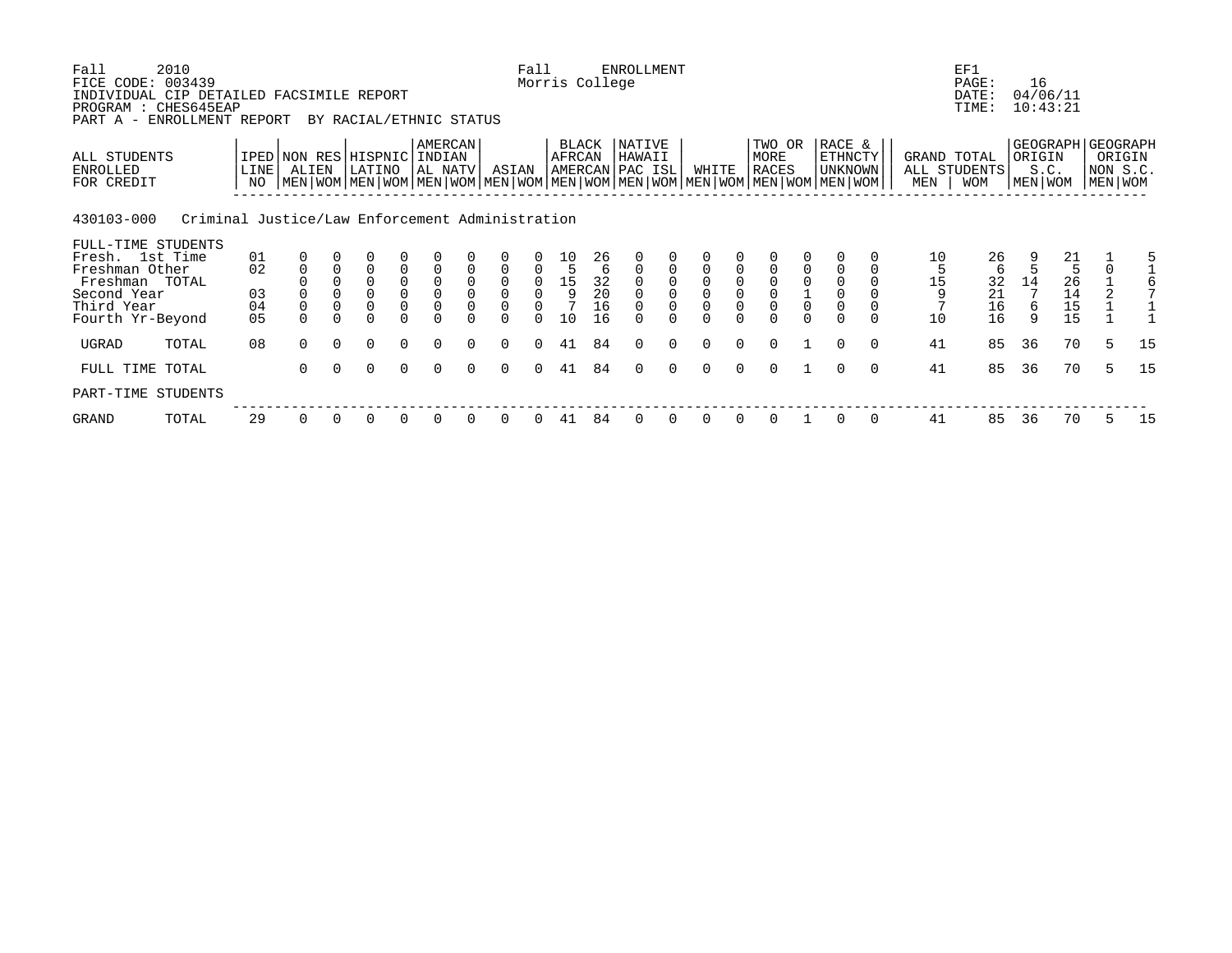Fall 2010 FICE CODE: 003439
INDIVIDUAL CIP DETAILED FACSIMILE REPORT
PROGRAM : CHES645EAP
PART A - ENROLLMENT REPORT BY RACIAL/ETHNIC STATUS

Fall ENROLLMENT
Morris College

EF1
PAGE: 16
DATE: 04/06/11
TIME: 10:43:21

**430103-000 Criminal Justice/Law Enforcement Administration**

| ALL STUDENTS ENROLLED FOR CREDIT | IPED LINE NO | NON RES ALIEN | | HISPNIC LATINO | | AMERCAN INDIAN AL NATV | | ASIAN | | BLACK AFRCAN AMERCAN | | NATIVE HAWAII PAC ISL | | WHITE | | TWO OR MORE RACES | | RACE & ETHNCTY UNKNOWN | | GRAND TOTAL ALL STUDENTS | | GEOGRAPH ORIGIN S.C. | | GEOGRAPH ORIGIN NON S.C. | |
|---|---|---|---|---|---|---|---|---|---|---|---|---|---|---|---|---|---|---|---|---|---|---|---|---|---|
| | | MEN | WOM | MEN | WOM | MEN | WOM | MEN | WOM | MEN | WOM | MEN | WOM | MEN | WOM | MEN | WOM | MEN | WOM | MEN | WOM | MEN | WOM | MEN | WOM |
| FULL-TIME STUDENTS | | | | | | | | | | | | | | | | | | | | | | | | | |
| Fresh. 1st Time | 01 | 0 | 0 | 0 | 0 | 0 | 0 | 0 | 0 | 10 | 26 | 0 | 0 | 0 | 0 | 0 | 0 | 0 | 0 | 10 | 26 | 9 | 21 | 1 | 5 |
| Freshman Other | 02 | 0 | 0 | 0 | 0 | 0 | 0 | 0 | 0 | 5 | 6 | 0 | 0 | 0 | 0 | 0 | 0 | 0 | 0 | 5 | 6 | 5 | 5 | 0 | 1 |
| Freshman TOTAL | | 0 | 0 | 0 | 0 | 0 | 0 | 0 | 0 | 15 | 32 | 0 | 0 | 0 | 0 | 0 | 0 | 0 | 0 | 15 | 32 | 14 | 26 | 1 | 6 |
| Second Year | 03 | 0 | 0 | 0 | 0 | 0 | 0 | 0 | 0 | 9 | 20 | 0 | 0 | 0 | 0 | 0 | 1 | 0 | 0 | 9 | 21 | 7 | 14 | 2 | 7 |
| Third Year | 04 | 0 | 0 | 0 | 0 | 0 | 0 | 0 | 0 | 7 | 16 | 0 | 0 | 0 | 0 | 0 | 0 | 0 | 0 | 7 | 16 | 6 | 15 | 1 | 1 |
| Fourth Yr-Beyond | 05 | 0 | 0 | 0 | 0 | 0 | 0 | 0 | 0 | 10 | 16 | 0 | 0 | 0 | 0 | 0 | 0 | 0 | 0 | 10 | 16 | 9 | 15 | 1 | 1 |
| UGRAD TOTAL | 08 | 0 | 0 | 0 | 0 | 0 | 0 | 0 | 0 | 41 | 84 | 0 | 0 | 0 | 0 | 0 | 1 | 0 | 0 | 41 | 85 | 36 | 70 | 5 | 15 |
| FULL TIME TOTAL | | 0 | 0 | 0 | 0 | 0 | 0 | 0 | 0 | 41 | 84 | 0 | 0 | 0 | 0 | 0 | 1 | 0 | 0 | 41 | 85 | 36 | 70 | 5 | 15 |
| PART-TIME STUDENTS | | | | | | | | | | | | | | | | | | | | | | | | | |
| GRAND TOTAL | 29 | 0 | 0 | 0 | 0 | 0 | 0 | 0 | 0 | 41 | 84 | 0 | 0 | 0 | 0 | 0 | 1 | 0 | 0 | 41 | 85 | 36 | 70 | 5 | 15 |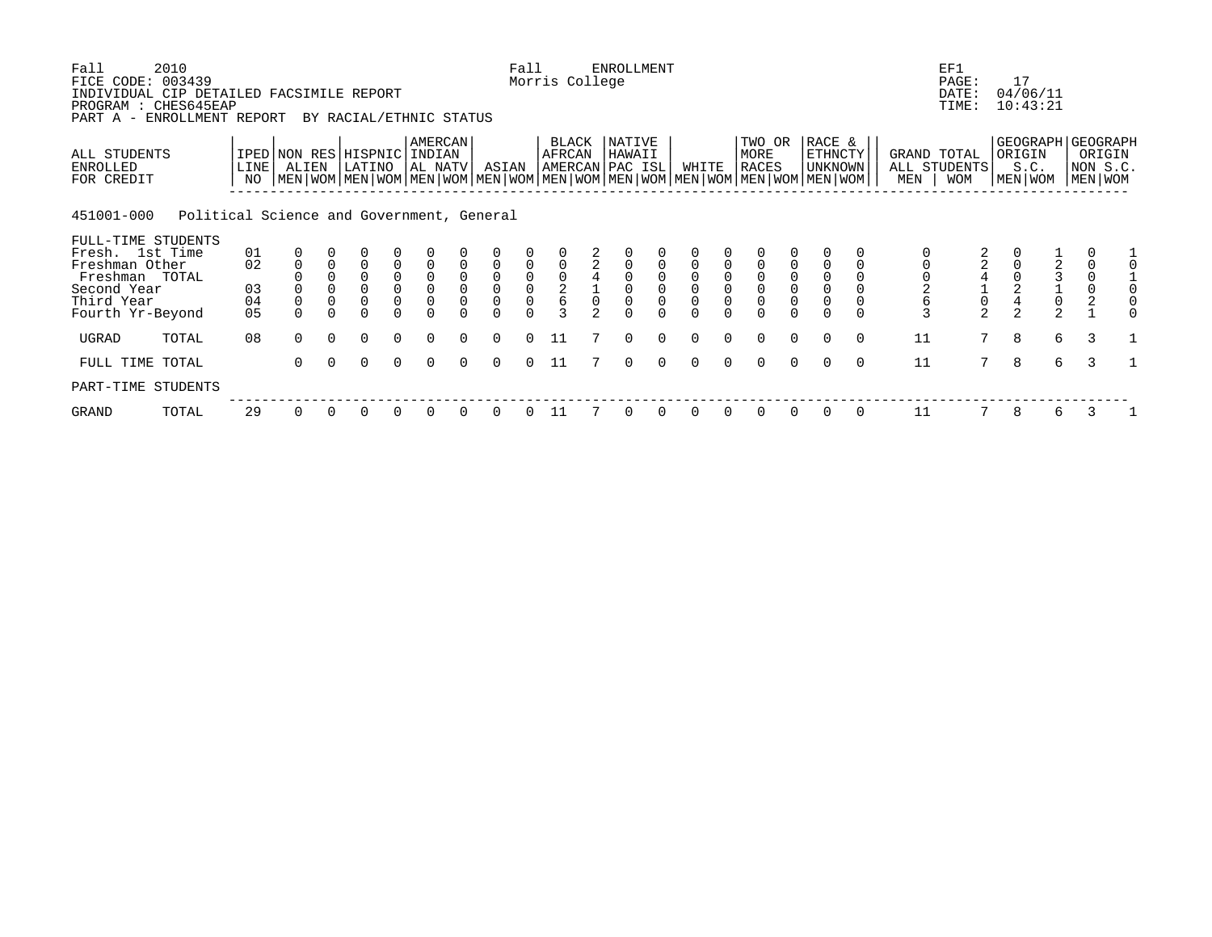Fall 2010 Fall ENROLLMENT EF1
FICE CODE: 003439 Morris College PAGE: 17
INDIVIDUAL CIP DETAILED FACSIMILE REPORT DATE: 04/06/11
PROGRAM : CHES645EAP TIME: 10:43:21
PART A - ENROLLMENT REPORT BY RACIAL/ETHNIC STATUS

| ALL STUDENTS ENROLLED FOR CREDIT | IPED LINE NO | NON RES ALIEN | | HISPNIC LATINO | | AMERCAN INDIAN AL NATV | | ASIAN | | BLACK AFRCAN AMERCAN | | NATIVE HAWAII PAC ISL | | WHITE | | TWO OR MORE RACES | | RACE & ETHNCTY UNKNOWN | | GRAND TOTAL ALL STUDENTS | | GEOGRAPH ORIGIN S.C. | | GEOGRAPH ORIGIN NON S.C. | |
|---|---|---|---|---|---|---|---|---|---|---|---|---|---|---|---|---|---|---|---|---|---|---|---|---|---|
| | | MEN | WOM | MEN | WOM | MEN | WOM | MEN | WOM | MEN | WOM | MEN | WOM | MEN | WOM | MEN | WOM | MEN | WOM | MEN | WOM | MEN | WOM | MEN | WOM |
| **451001-000 Political Science and Government, General** | | | | | | | | | | | | | | | | | | | | | | | | | |
| FULL-TIME STUDENTS | | | | | | | | | | | | | | | | | | | | | | | | | |
| Fresh. 1st Time | 01 | 0 | 0 | 0 | 0 | 0 | 0 | 0 | 0 | 0 | 2 | 0 | 0 | 0 | 0 | 0 | 0 | 0 | 0 | 0 | 2 | 0 | 1 | 0 | 1 |
| Freshman Other | 02 | 0 | 0 | 0 | 0 | 0 | 0 | 0 | 0 | 0 | 2 | 0 | 0 | 0 | 0 | 0 | 0 | 0 | 0 | 0 | 2 | 0 | 2 | 0 | 0 |
| Freshman TOTAL | | 0 | 0 | 0 | 0 | 0 | 0 | 0 | 0 | 0 | 4 | 0 | 0 | 0 | 0 | 0 | 0 | 0 | 0 | 0 | 4 | 0 | 3 | 0 | 1 |
| Second Year | 03 | 0 | 0 | 0 | 0 | 0 | 0 | 0 | 0 | 2 | 1 | 0 | 0 | 0 | 0 | 0 | 0 | 0 | 0 | 2 | 1 | 2 | 1 | 0 | 0 |
| Third Year | 04 | 0 | 0 | 0 | 0 | 0 | 0 | 0 | 0 | 6 | 0 | 0 | 0 | 0 | 0 | 0 | 0 | 0 | 0 | 6 | 0 | 4 | 0 | 2 | 0 |
| Fourth Yr-Beyond | 05 | 0 | 0 | 0 | 0 | 0 | 0 | 0 | 0 | 3 | 2 | 0 | 0 | 0 | 0 | 0 | 0 | 0 | 0 | 3 | 2 | 2 | 2 | 1 | 0 |
| UGRAD TOTAL | 08 | 0 | 0 | 0 | 0 | 0 | 0 | 0 | 0 | 11 | 7 | 0 | 0 | 0 | 0 | 0 | 0 | 0 | 0 | 11 | 7 | 8 | 6 | 3 | 1 |
| FULL TIME TOTAL | | 0 | 0 | 0 | 0 | 0 | 0 | 0 | 0 | 11 | 7 | 0 | 0 | 0 | 0 | 0 | 0 | 0 | 0 | 11 | 7 | 8 | 6 | 3 | 1 |
| PART-TIME STUDENTS | | | | | | | | | | | | | | | | | | | | | | | | | |
| GRAND TOTAL | 29 | 0 | 0 | 0 | 0 | 0 | 0 | 0 | 0 | 11 | 7 | 0 | 0 | 0 | 0 | 0 | 0 | 0 | 0 | 11 | 7 | 8 | 6 | 3 | 1 |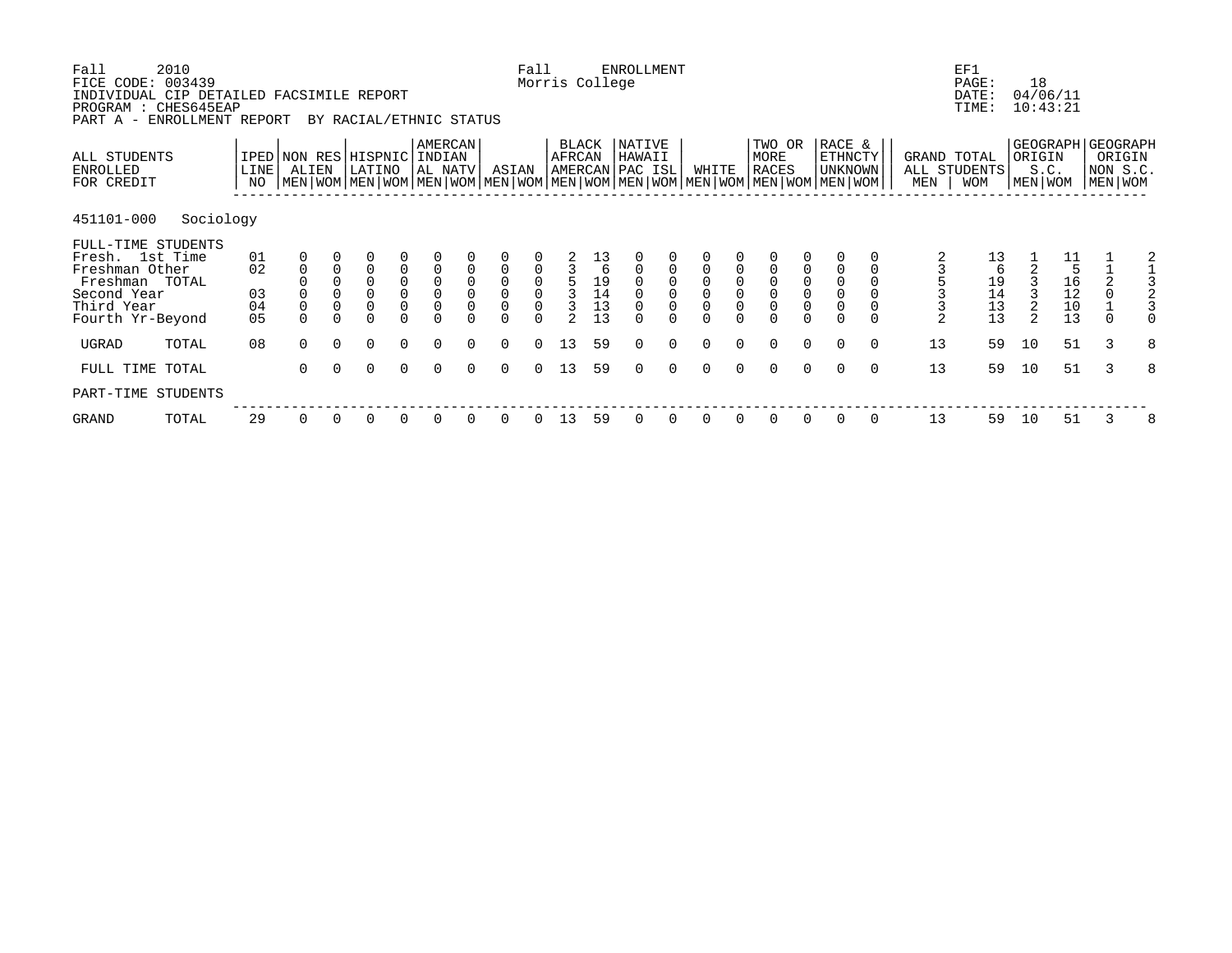Fall 2010 Fall ENROLLMENT EF1
FICE CODE: 003439 Morris College PAGE: 18
INDIVIDUAL CIP DETAILED FACSIMILE REPORT DATE: 04/06/11
PROGRAM : CHES645EAP TIME: 10:43:21
PART A - ENROLLMENT REPORT BY RACIAL/ETHNIC STATUS

**451101-000 Sociology**

| ALL STUDENTS ENROLLED FOR CREDIT | IPED LINE NO | NON RES ALIEN MEN | NON RES ALIEN WOM | HISPNIC LATINO MEN | HISPNIC LATINO WOM | AMERCAN INDIAN AL NATV MEN | AMERCAN INDIAN AL NATV WOM | ASIAN MEN | ASIAN WOM | BLACK AFRCAN AMERCAN MEN | BLACK AFRCAN AMERCAN WOM | NATIVE HAWAII PAC ISL MEN | NATIVE HAWAII PAC ISL WOM | WHITE MEN | WHITE WOM | TWO OR MORE RACES MEN | TWO OR MORE RACES WOM | RACE & ETHNCTY UNKNOWN MEN | RACE & ETHNCTY UNKNOWN WOM | GRAND TOTAL ALL STUDENTS MEN | GRAND TOTAL ALL STUDENTS WOM | GEOGRAPH ORIGIN S.C. MEN | GEOGRAPH ORIGIN S.C. WOM | GEOGRAPH ORIGIN NON S.C. MEN | GEOGRAPH ORIGIN NON S.C. WOM |
|---|---|---|---|---|---|---|---|---|---|---|---|---|---|---|---|---|---|---|---|---|---|---|---|---|---|
| FULL-TIME STUDENTS | | | | | | | | | | | | | | | | | | | | | | | | | |
| Fresh. 1st Time | 01 | 0 | 0 | 0 | 0 | 0 | 0 | 0 | 0 | 2 | 13 | 0 | 0 | 0 | 0 | 0 | 0 | 0 | 0 | 2 | 13 | 1 | 11 | 1 | 2 |
| Freshman Other | 02 | 0 | 0 | 0 | 0 | 0 | 0 | 0 | 0 | 3 | 6 | 0 | 0 | 0 | 0 | 0 | 0 | 0 | 0 | 3 | 6 | 2 | 5 | 1 | 1 |
| Freshman TOTAL | | 0 | 0 | 0 | 0 | 0 | 0 | 0 | 0 | 5 | 19 | 0 | 0 | 0 | 0 | 0 | 0 | 0 | 0 | 5 | 19 | 3 | 16 | 2 | 3 |
| Second Year | 03 | 0 | 0 | 0 | 0 | 0 | 0 | 0 | 0 | 3 | 14 | 0 | 0 | 0 | 0 | 0 | 0 | 0 | 0 | 3 | 14 | 3 | 12 | 0 | 2 |
| Third Year | 04 | 0 | 0 | 0 | 0 | 0 | 0 | 0 | 0 | 3 | 13 | 0 | 0 | 0 | 0 | 0 | 0 | 0 | 0 | 3 | 13 | 2 | 10 | 1 | 3 |
| Fourth Yr-Beyond | 05 | 0 | 0 | 0 | 0 | 0 | 0 | 0 | 0 | 2 | 13 | 0 | 0 | 0 | 0 | 0 | 0 | 0 | 0 | 2 | 13 | 2 | 13 | 0 | 0 |
| UGRAD TOTAL | 08 | 0 | 0 | 0 | 0 | 0 | 0 | 0 | 0 | 13 | 59 | 0 | 0 | 0 | 0 | 0 | 0 | 0 | 0 | 13 | 59 | 10 | 51 | 3 | 8 |
| FULL TIME TOTAL | | 0 | 0 | 0 | 0 | 0 | 0 | 0 | 0 | 13 | 59 | 0 | 0 | 0 | 0 | 0 | 0 | 0 | 0 | 13 | 59 | 10 | 51 | 3 | 8 |
| PART-TIME STUDENTS | | | | | | | | | | | | | | | | | | | | | | | | | |
| GRAND TOTAL | 29 | 0 | 0 | 0 | 0 | 0 | 0 | 0 | 0 | 13 | 59 | 0 | 0 | 0 | 0 | 0 | 0 | 0 | 0 | 13 | 59 | 10 | 51 | 3 | 8 |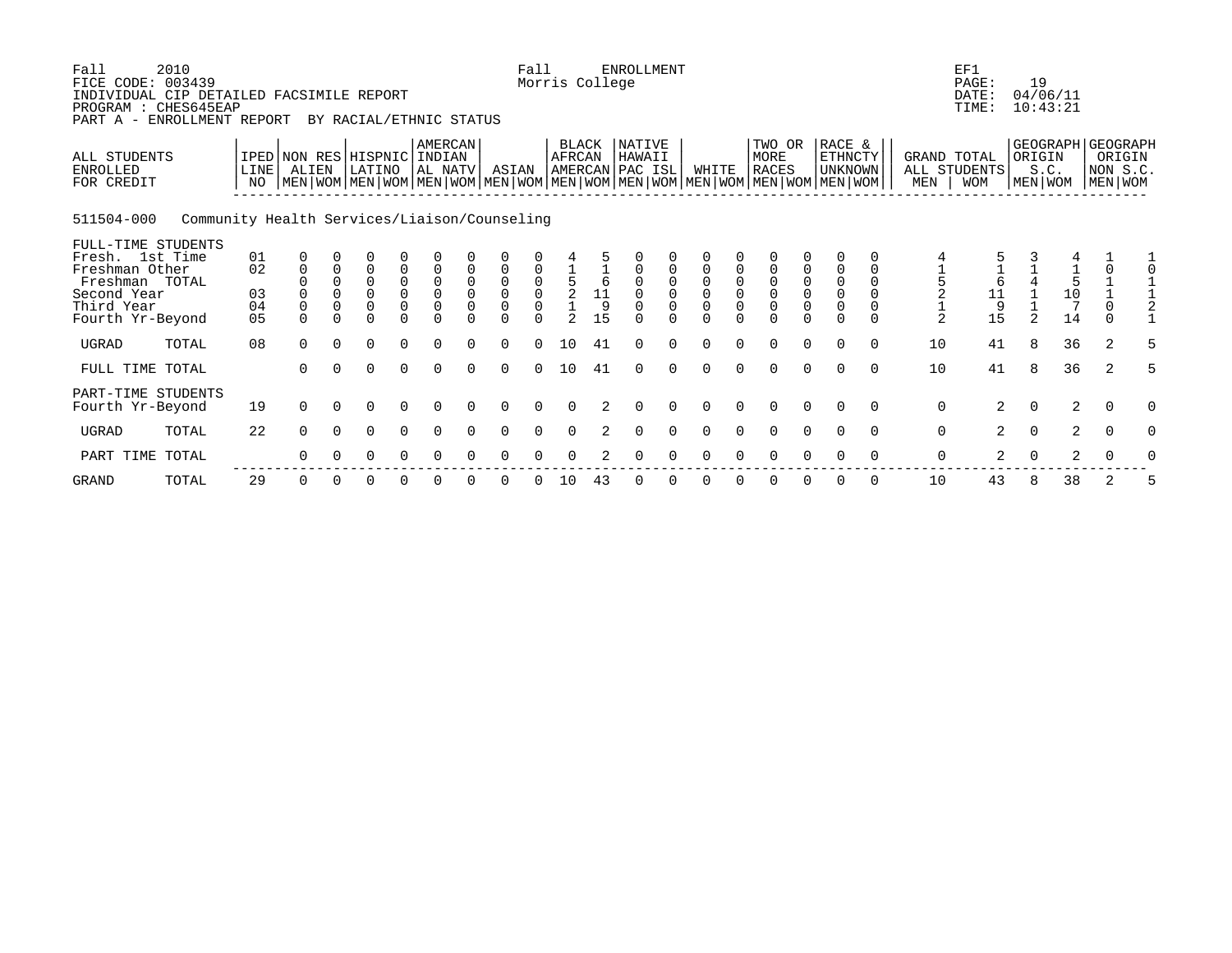Fall 2010 Fall ENROLLMENT EF1
FICE CODE: 003439 Morris College PAGE: 19
INDIVIDUAL CIP DETAILED FACSIMILE REPORT DATE: 04/06/11
PROGRAM : CHES645EAP TIME: 10:43:21
PART A - ENROLLMENT REPORT BY RACIAL/ETHNIC STATUS

**511504-000 Community Health Services/Liaison/Counseling**

| ALL STUDENTS ENROLLED FOR CREDIT | IPED LINE NO | NON RES ALIEN | | HISPNIC LATINO | | AMERCAN INDIAN AL NATV | | ASIAN | | BLACK AFRCAN AMERCAN | | NATIVE HAWAII PAC ISL | | WHITE | | TWO OR MORE RACES | | RACE & ETHNCTY UNKNOWN | | GRAND TOTAL ALL STUDENTS | | GEOGRAPH ORIGIN S.C. | | GEOGRAPH ORIGIN NON S.C. | |
|---|---|---|---|---|---|---|---|---|---|---|---|---|---|---|---|---|---|---|---|---|---|---|---|---|---|
| | | MEN | WOM | MEN | WOM | MEN | WOM | MEN | WOM | MEN | WOM | MEN | WOM | MEN | WOM | MEN | WOM | MEN | WOM | MEN | WOM | MEN | WOM | MEN | WOM |
| FULL-TIME STUDENTS | | | | | | | | | | | | | | | | | | | | | | | | | |
| Fresh. 1st Time | 01 | 0 | 0 | 0 | 0 | 0 | 0 | 0 | 0 | 4 | 5 | 0 | 0 | 0 | 0 | 0 | 0 | 0 | 0 | 4 | 5 | 3 | 4 | 1 | 1 |
| Freshman Other | 02 | 0 | 0 | 0 | 0 | 0 | 0 | 0 | 0 | 1 | 1 | 0 | 0 | 0 | 0 | 0 | 0 | 0 | 0 | 1 | 1 | 1 | 1 | 0 | 0 |
| Freshman TOTAL | | 0 | 0 | 0 | 0 | 0 | 0 | 0 | 0 | 5 | 6 | 0 | 0 | 0 | 0 | 0 | 0 | 0 | 0 | 5 | 6 | 4 | 5 | 1 | 1 |
| Second Year | 03 | 0 | 0 | 0 | 0 | 0 | 0 | 0 | 0 | 2 | 11 | 0 | 0 | 0 | 0 | 0 | 0 | 0 | 0 | 2 | 11 | 1 | 10 | 1 | 1 |
| Third Year | 04 | 0 | 0 | 0 | 0 | 0 | 0 | 0 | 0 | 1 | 9 | 0 | 0 | 0 | 0 | 0 | 0 | 0 | 0 | 1 | 9 | 1 | 7 | 0 | 2 |
| Fourth Yr-Beyond | 05 | 0 | 0 | 0 | 0 | 0 | 0 | 0 | 0 | 2 | 15 | 0 | 0 | 0 | 0 | 0 | 0 | 0 | 0 | 2 | 15 | 2 | 14 | 0 | 1 |
| UGRAD TOTAL | 08 | 0 | 0 | 0 | 0 | 0 | 0 | 0 | 0 | 10 | 41 | 0 | 0 | 0 | 0 | 0 | 0 | 0 | 0 | 10 | 41 | 8 | 36 | 2 | 5 |
| FULL TIME TOTAL | | 0 | 0 | 0 | 0 | 0 | 0 | 0 | 0 | 10 | 41 | 0 | 0 | 0 | 0 | 0 | 0 | 0 | 0 | 10 | 41 | 8 | 36 | 2 | 5 |
| PART-TIME STUDENTS | | | | | | | | | | | | | | | | | | | | | | | | | |
| Fourth Yr-Beyond | 19 | 0 | 0 | 0 | 0 | 0 | 0 | 0 | 0 | 0 | 2 | 0 | 0 | 0 | 0 | 0 | 0 | 0 | 0 | 0 | 2 | 0 | 2 | 0 | 0 |
| UGRAD TOTAL | 22 | 0 | 0 | 0 | 0 | 0 | 0 | 0 | 0 | 0 | 2 | 0 | 0 | 0 | 0 | 0 | 0 | 0 | 0 | 0 | 2 | 0 | 2 | 0 | 0 |
| PART TIME TOTAL | | 0 | 0 | 0 | 0 | 0 | 0 | 0 | 0 | 0 | 2 | 0 | 0 | 0 | 0 | 0 | 0 | 0 | 0 | 0 | 2 | 0 | 2 | 0 | 0 |
| GRAND TOTAL | 29 | 0 | 0 | 0 | 0 | 0 | 0 | 0 | 0 | 10 | 43 | 0 | 0 | 0 | 0 | 0 | 0 | 0 | 0 | 10 | 43 | 8 | 38 | 2 | 5 |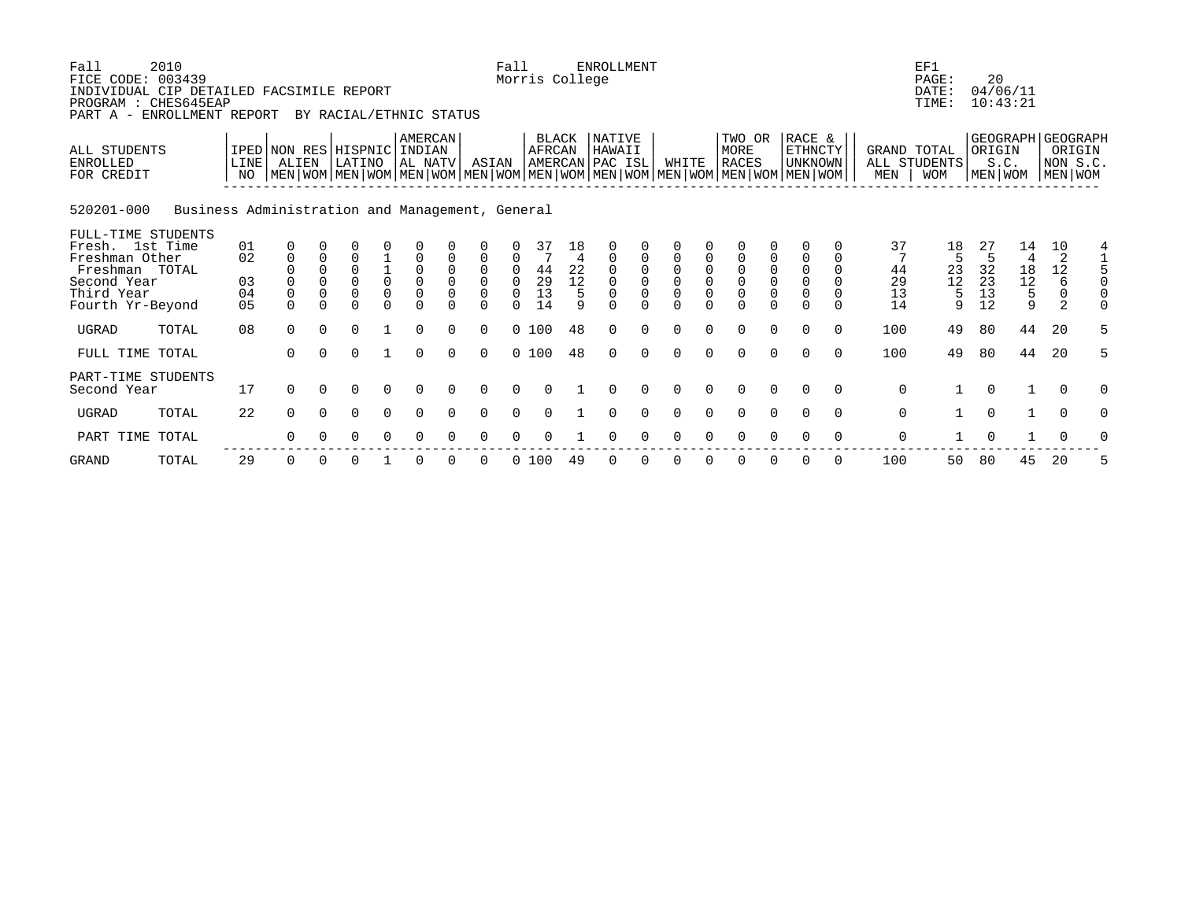Fall 2010 FICE CODE: 003439
INDIVIDUAL CIP DETAILED FACSIMILE REPORT
PROGRAM : CHES645EAP
PART A - ENROLLMENT REPORT BY RACIAL/ETHNIC STATUS

Fall ENROLLMENT
Morris College

EF1
PAGE: 20
DATE: 04/06/11
TIME: 10:43:21

520201-000 Business Administration and Management, General

| ALL STUDENTS ENROLLED FOR CREDIT | IPED LINE NO | NON RES ALIEN MEN | NON RES ALIEN WOM | HISPNIC LATINO MEN | HISPNIC LATINO WOM | AMERCAN INDIAN AL NATV MEN | AMERCAN INDIAN AL NATV WOM | ASIAN MEN | ASIAN WOM | BLACK AFRCAN AMERCAN MEN | BLACK AFRCAN AMERCAN WOM | NATIVE HAWAII PAC ISL MEN | NATIVE HAWAII PAC ISL WOM | WHITE MEN | WHITE WOM | TWO OR MORE RACES MEN | TWO OR MORE RACES WOM | RACE & ETHNCTY UNKNOWN MEN | RACE & ETHNCTY UNKNOWN WOM | GRAND TOTAL ALL STUDENTS MEN | GRAND TOTAL ALL STUDENTS WOM | GEOGRAPH ORIGIN S.C. MEN | GEOGRAPH ORIGIN S.C. WOM | GEOGRAPH ORIGIN NON S.C. MEN | GEOGRAPH ORIGIN NON S.C. WOM |
|---|---|---|---|---|---|---|---|---|---|---|---|---|---|---|---|---|---|---|---|---|---|---|---|---|---|
| FULL-TIME STUDENTS | | | | | | | | | | | | | | | | | | | | | | | | | |
| Fresh. 1st Time | 01 | 0 | 0 | 0 | 0 | 0 | 0 | 0 | 0 | 37 | 18 | 0 | 0 | 0 | 0 | 0 | 0 | 0 | 0 | 37 | 18 | 27 | 14 | 10 | 4 |
| Freshman Other | 02 | 0 | 0 | 0 | 1 | 0 | 0 | 0 | 0 | 7 | 4 | 0 | 0 | 0 | 0 | 0 | 0 | 0 | 0 | 7 | 5 | 5 | 4 | 2 | 1 |
| Freshman TOTAL | | 0 | 0 | 0 | 1 | 0 | 0 | 0 | 0 | 44 | 22 | 0 | 0 | 0 | 0 | 0 | 0 | 0 | 0 | 44 | 23 | 32 | 18 | 12 | 5 |
| Second Year | 03 | 0 | 0 | 0 | 0 | 0 | 0 | 0 | 0 | 29 | 12 | 0 | 0 | 0 | 0 | 0 | 0 | 0 | 0 | 29 | 12 | 23 | 12 | 6 | 0 |
| Third Year | 04 | 0 | 0 | 0 | 0 | 0 | 0 | 0 | 0 | 13 | 5 | 0 | 0 | 0 | 0 | 0 | 0 | 0 | 0 | 13 | 5 | 13 | 5 | 0 | 0 |
| Fourth Yr-Beyond | 05 | 0 | 0 | 0 | 0 | 0 | 0 | 0 | 0 | 14 | 9 | 0 | 0 | 0 | 0 | 0 | 0 | 0 | 0 | 14 | 9 | 12 | 9 | 2 | 0 |
| UGRAD TOTAL | 08 | 0 | 0 | 0 | 1 | 0 | 0 | 0 | 0 | 100 | 48 | 0 | 0 | 0 | 0 | 0 | 0 | 0 | 0 | 100 | 49 | 80 | 44 | 20 | 5 |
| FULL TIME TOTAL | | 0 | 0 | 0 | 1 | 0 | 0 | 0 | 0 | 100 | 48 | 0 | 0 | 0 | 0 | 0 | 0 | 0 | 0 | 100 | 49 | 80 | 44 | 20 | 5 |
| PART-TIME STUDENTS | | | | | | | | | | | | | | | | | | | | | | | | | |
| Second Year | 17 | 0 | 0 | 0 | 0 | 0 | 0 | 0 | 0 | 0 | 1 | 0 | 0 | 0 | 0 | 0 | 0 | 0 | 0 | 0 | 1 | 0 | 1 | 0 | 0 |
| UGRAD TOTAL | 22 | 0 | 0 | 0 | 0 | 0 | 0 | 0 | 0 | 0 | 1 | 0 | 0 | 0 | 0 | 0 | 0 | 0 | 0 | 0 | 1 | 0 | 1 | 0 | 0 |
| PART TIME TOTAL | | 0 | 0 | 0 | 0 | 0 | 0 | 0 | 0 | 0 | 1 | 0 | 0 | 0 | 0 | 0 | 0 | 0 | 0 | 0 | 1 | 0 | 1 | 0 | 0 |
| GRAND TOTAL | 29 | 0 | 0 | 0 | 1 | 0 | 0 | 0 | 0 | 100 | 49 | 0 | 0 | 0 | 0 | 0 | 0 | 0 | 0 | 100 | 50 | 80 | 45 | 20 | 5 |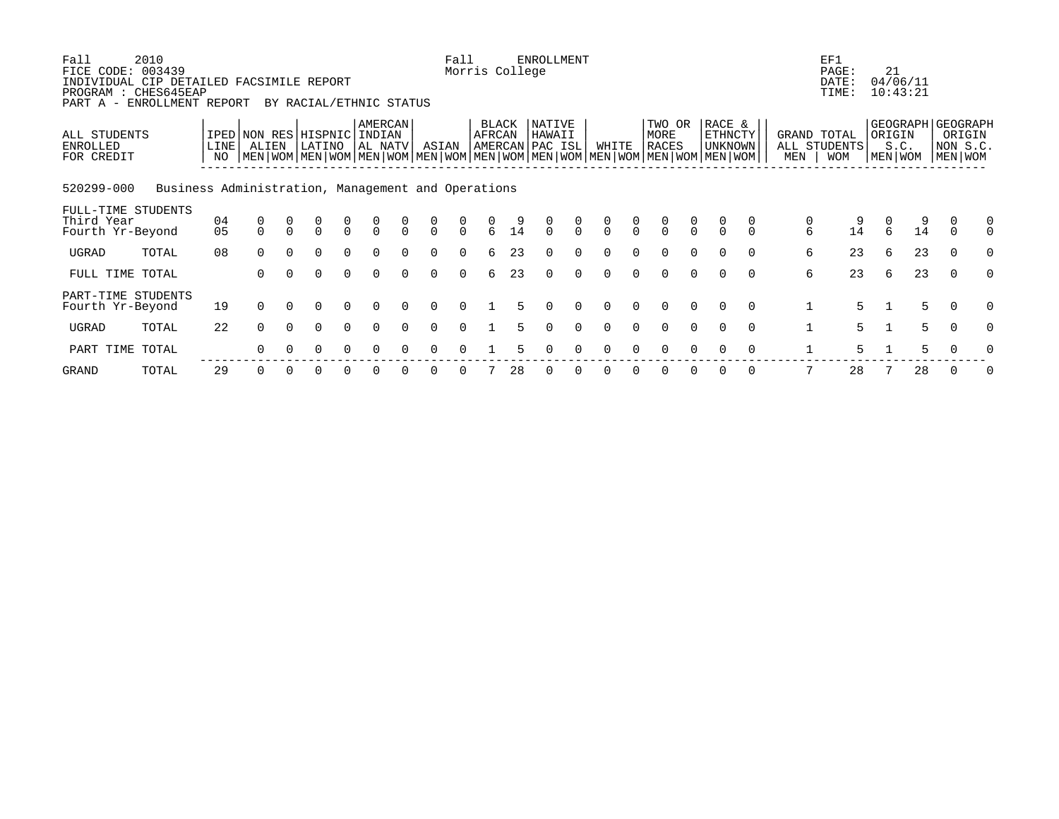Fall 2010
FICE CODE: 003439
INDIVIDUAL CIP DETAILED FACSIMILE REPORT
PROGRAM : CHES645EAP
PART A - ENROLLMENT REPORT BY RACIAL/ETHNIC STATUS

Fall ENROLLMENT
Morris College

EF1
PAGE: 21
DATE: 04/06/11
TIME: 10:43:21

| ALL STUDENTS ENROLLED FOR CREDIT | | IPED LINE NO | NON RES ALIEN | | HISPNIC LATINO | | AMERCAN INDIAN AL NATV | | ASIAN | | BLACK AFRCAN AMERCAN | | NATIVE HAWAII PAC ISL | | WHITE | | TWO OR MORE RACES | | RACE & ETHNCTY UNKNOWN | | GRAND TOTAL ALL STUDENTS | | GEOGRAPH ORIGIN S.C. | | GEOGRAPH ORIGIN NON S.C. | |
|---|---|---|---|---|---|---|---|---|---|---|---|---|---|---|---|---|---|---|---|---|---|---|---|---|---|---|
| | | | MEN | WOM | MEN | WOM | MEN | WOM | MEN | WOM | MEN | WOM | MEN | WOM | MEN | WOM | MEN | WOM | MEN | WOM | MEN | WOM | MEN | WOM | MEN | WOM |
| 520299-000 | Business Administration, Management and Operations | | | | | | | | | | | | | | | | | | | | | | | | | |
| FULL-TIME STUDENTS | | | | | | | | | | | | | | | | | | | | | | | | | | |
| Third Year | | 04 | 0 | 0 | 0 | 0 | 0 | 0 | 0 | 0 | 0 | 9 | 0 | 0 | 0 | 0 | 0 | 0 | 0 | 0 | 0 | 9 | 0 | 9 | 0 | 0 |
| Fourth Yr-Beyond | | 05 | 0 | 0 | 0 | 0 | 0 | 0 | 0 | 0 | 6 | 14 | 0 | 0 | 0 | 0 | 0 | 0 | 0 | 0 | 6 | 14 | 6 | 14 | 0 | 0 |
| UGRAD | TOTAL | 08 | 0 | 0 | 0 | 0 | 0 | 0 | 0 | 0 | 6 | 23 | 0 | 0 | 0 | 0 | 0 | 0 | 0 | 0 | 6 | 23 | 6 | 23 | 0 | 0 |
| FULL TIME TOTAL | | | 0 | 0 | 0 | 0 | 0 | 0 | 0 | 0 | 6 | 23 | 0 | 0 | 0 | 0 | 0 | 0 | 0 | 0 | 6 | 23 | 6 | 23 | 0 | 0 |
| PART-TIME STUDENTS | | | | | | | | | | | | | | | | | | | | | | | | | | |
| Fourth Yr-Beyond | | 19 | 0 | 0 | 0 | 0 | 0 | 0 | 0 | 0 | 1 | 5 | 0 | 0 | 0 | 0 | 0 | 0 | 0 | 0 | 1 | 5 | 1 | 5 | 0 | 0 |
| UGRAD | TOTAL | 22 | 0 | 0 | 0 | 0 | 0 | 0 | 0 | 0 | 1 | 5 | 0 | 0 | 0 | 0 | 0 | 0 | 0 | 0 | 1 | 5 | 1 | 5 | 0 | 0 |
| PART TIME TOTAL | | | 0 | 0 | 0 | 0 | 0 | 0 | 0 | 0 | 1 | 5 | 0 | 0 | 0 | 0 | 0 | 0 | 0 | 0 | 1 | 5 | 1 | 5 | 0 | 0 |
| GRAND | TOTAL | 29 | 0 | 0 | 0 | 0 | 0 | 0 | 0 | 0 | 7 | 28 | 0 | 0 | 0 | 0 | 0 | 0 | 0 | 0 | 7 | 28 | 7 | 28 | 0 | 0 |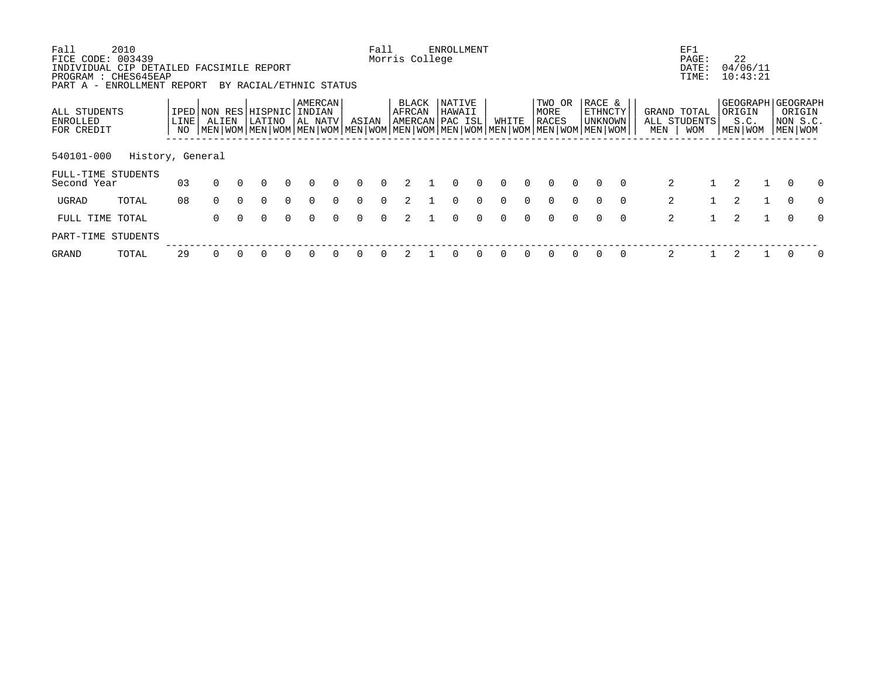Fall 2010 Fall ENROLLMENT EF1
FICE CODE: 003439 Morris College PAGE: 22
INDIVIDUAL CIP DETAILED FACSIMILE REPORT DATE: 04/06/11
PROGRAM : CHES645EAP TIME: 10:43:21
PART A - ENROLLMENT REPORT BY RACIAL/ETHNIC STATUS

| ALL STUDENTS ENROLLED FOR CREDIT | | IPED LINE NO | NON RES ALIEN | | HISPNIC LATINO | | AMERCAN INDIAN AL NATV | | ASIAN | | BLACK AFRCAN AMERCAN | | NATIVE HAWAII PAC ISL | | WHITE | | TWO OR MORE RACES | | RACE & ETHNCTY UNKNOWN | | GRAND TOTAL ALL STUDENTS | | GEOGRAPH ORIGIN S.C. | | GEOGRAPH ORIGIN NON S.C. | |
|---|---|---|---|---|---|---|---|---|---|---|---|---|---|---|---|---|---|---|---|---|---|---|---|---|---|---|
| | | | MEN | WOM | MEN | WOM | MEN | WOM | MEN | WOM | MEN | WOM | MEN | WOM | MEN | WOM | MEN | WOM | MEN | WOM | MEN | WOM | MEN | WOM | MEN | WOM |
| 540101-000 | History, General | | | | | | | | | | | | | | | | | | | | | | | | | |
| FULL-TIME STUDENTS | | | | | | | | | | | | | | | | | | | | | | | | | | |
| Second Year | | 03 | 0 | 0 | 0 | 0 | 0 | 0 | 0 | 0 | 2 | 1 | 0 | 0 | 0 | 0 | 0 | 0 | 0 | 0 | 2 | 1 | 2 | 1 | 0 | 0 |
| UGRAD | TOTAL | 08 | 0 | 0 | 0 | 0 | 0 | 0 | 0 | 0 | 2 | 1 | 0 | 0 | 0 | 0 | 0 | 0 | 0 | 0 | 2 | 1 | 2 | 1 | 0 | 0 |
| FULL TIME TOTAL | | | 0 | 0 | 0 | 0 | 0 | 0 | 0 | 0 | 2 | 1 | 0 | 0 | 0 | 0 | 0 | 0 | 0 | 0 | 2 | 1 | 2 | 1 | 0 | 0 |
| PART-TIME STUDENTS | | | | | | | | | | | | | | | | | | | | | | | | | | |
| GRAND | TOTAL | 29 | 0 | 0 | 0 | 0 | 0 | 0 | 0 | 0 | 2 | 1 | 0 | 0 | 0 | 0 | 0 | 0 | 0 | 0 | 2 | 1 | 2 | 1 | 0 | 0 |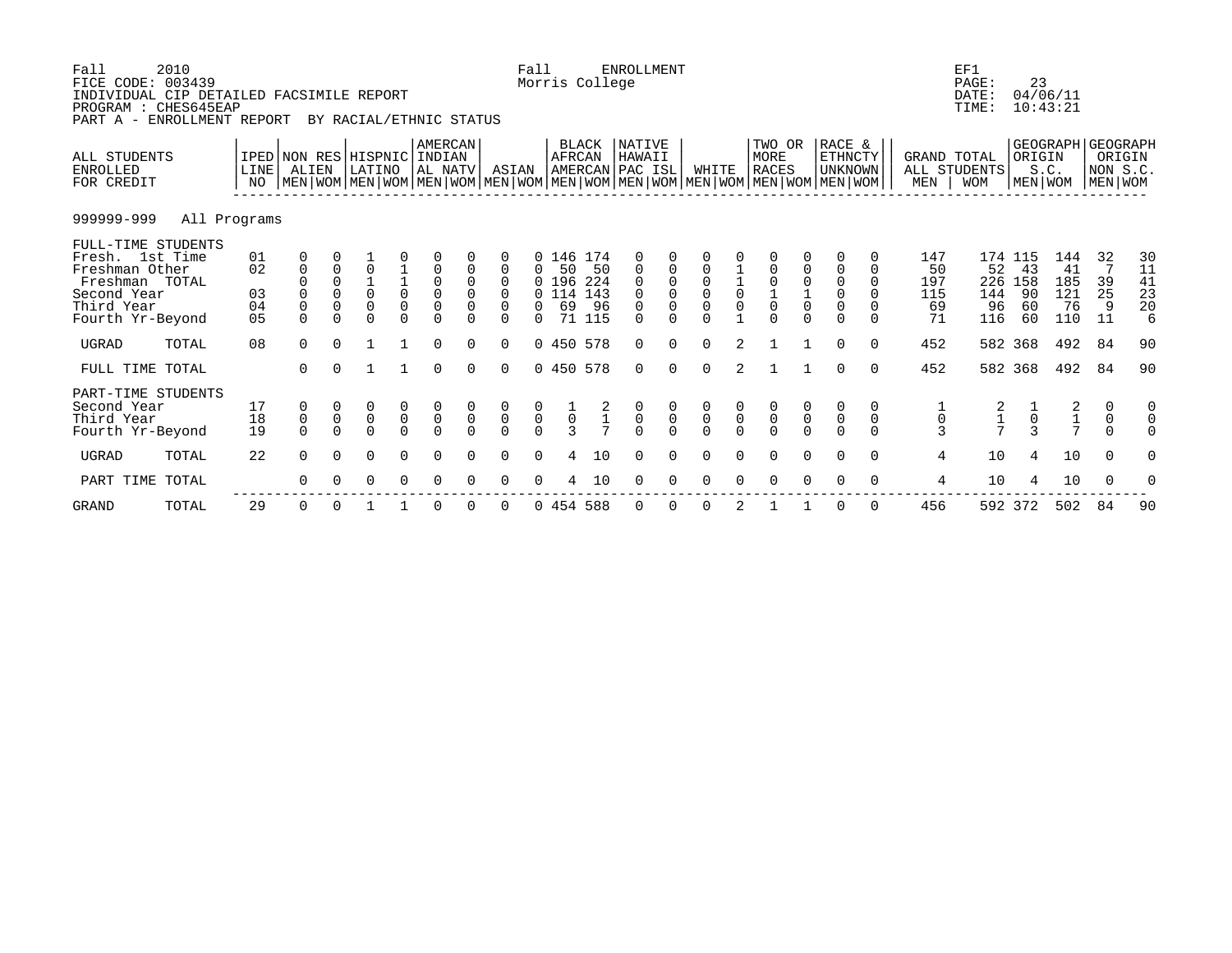Fall 2010
FICE CODE: 003439
INDIVIDUAL CIP DETAILED FACSIMILE REPORT
PROGRAM : CHES645EAP
PART A - ENROLLMENT REPORT BY RACIAL/ETHNIC STATUS

Fall ENROLLMENT
Morris College

EF1
PAGE: 23
DATE: 04/06/11
TIME: 10:43:21

| ALL STUDENTS ENROLLED FOR CREDIT | IPED LINE NO | NON RES ALIEN | | HISPNIC LATINO | | AMERCAN INDIAN AL NATV | | ASIAN | | BLACK AFRCAN AMERCAN | | NATIVE HAWAII PAC ISL | | WHITE | | TWO OR MORE RACES | | RACE & ETHNCTY UNKNOWN | | GRAND TOTAL ALL STUDENTS | | GEOGRAPH ORIGIN S.C. | | GEOGRAPH ORIGIN NON S.C. | |
|---|---|---|---|---|---|---|---|---|---|---|---|---|---|---|---|---|---|---|---|---|---|---|---|---|---|
| | | MEN | WOM | MEN | WOM | MEN | WOM | MEN | WOM | MEN | WOM | MEN | WOM | MEN | WOM | MEN | WOM | MEN | WOM | MEN | WOM | MEN | WOM | MEN | WOM |
| 999999-999 All Programs | | | | | | | | | | | | | | | | | | | | | | | | | |
| FULL-TIME STUDENTS | | | | | | | | | | | | | | | | | | | | | | | | | |
| Fresh. 1st Time | 01 | 0 | 0 | 1 | 0 | 0 | 0 | 0 | 0 | 146 | 174 | 0 | 0 | 0 | 0 | 0 | 0 | 0 | 0 | 147 | 174 | 115 | 144 | 32 | 30 |
| Freshman Other | 02 | 0 | 0 | 0 | 1 | 0 | 0 | 0 | 0 | 50 | 50 | 0 | 0 | 0 | 1 | 0 | 0 | 0 | 0 | 50 | 52 | 43 | 41 | 7 | 11 |
| Freshman TOTAL | | 0 | 0 | 1 | 1 | 0 | 0 | 0 | 0 | 196 | 224 | 0 | 0 | 0 | 1 | 0 | 0 | 0 | 0 | 197 | 226 | 158 | 185 | 39 | 41 |
| Second Year | 03 | 0 | 0 | 0 | 0 | 0 | 0 | 0 | 0 | 114 | 143 | 0 | 0 | 0 | 0 | 1 | 1 | 0 | 0 | 115 | 144 | 90 | 121 | 25 | 23 |
| Third Year | 04 | 0 | 0 | 0 | 0 | 0 | 0 | 0 | 0 | 69 | 96 | 0 | 0 | 0 | 0 | 0 | 0 | 0 | 0 | 69 | 96 | 60 | 76 | 9 | 20 |
| Fourth Yr-Beyond | 05 | 0 | 0 | 0 | 0 | 0 | 0 | 0 | 0 | 71 | 115 | 0 | 0 | 0 | 1 | 0 | 0 | 0 | 0 | 71 | 116 | 60 | 110 | 11 | 6 |
| UGRAD TOTAL | 08 | 0 | 0 | 1 | 1 | 0 | 0 | 0 | 0 | 450 | 578 | 0 | 0 | 0 | 2 | 1 | 1 | 0 | 0 | 452 | 582 | 368 | 492 | 84 | 90 |
| FULL TIME TOTAL | | 0 | 0 | 1 | 1 | 0 | 0 | 0 | 0 | 450 | 578 | 0 | 0 | 0 | 2 | 1 | 1 | 0 | 0 | 452 | 582 | 368 | 492 | 84 | 90 |
| PART-TIME STUDENTS | | | | | | | | | | | | | | | | | | | | | | | | | |
| Second Year | 17 | 0 | 0 | 0 | 0 | 0 | 0 | 0 | 0 | 1 | 2 | 0 | 0 | 0 | 0 | 0 | 0 | 0 | 0 | 1 | 2 | 1 | 2 | 0 | 0 |
| Third Year | 18 | 0 | 0 | 0 | 0 | 0 | 0 | 0 | 0 | 0 | 1 | 0 | 0 | 0 | 0 | 0 | 0 | 0 | 0 | 0 | 1 | 0 | 1 | 0 | 0 |
| Fourth Yr-Beyond | 19 | 0 | 0 | 0 | 0 | 0 | 0 | 0 | 0 | 3 | 7 | 0 | 0 | 0 | 0 | 0 | 0 | 0 | 0 | 3 | 7 | 3 | 7 | 0 | 0 |
| UGRAD TOTAL | 22 | 0 | 0 | 0 | 0 | 0 | 0 | 0 | 0 | 4 | 10 | 0 | 0 | 0 | 0 | 0 | 0 | 0 | 0 | 4 | 10 | 4 | 10 | 0 | 0 |
| PART TIME TOTAL | | 0 | 0 | 0 | 0 | 0 | 0 | 0 | 0 | 4 | 10 | 0 | 0 | 0 | 0 | 0 | 0 | 0 | 0 | 4 | 10 | 4 | 10 | 0 | 0 |
| GRAND TOTAL | 29 | 0 | 0 | 1 | 1 | 0 | 0 | 0 | 0 | 454 | 588 | 0 | 0 | 0 | 2 | 1 | 1 | 0 | 0 | 456 | 592 | 372 | 502 | 84 | 90 |